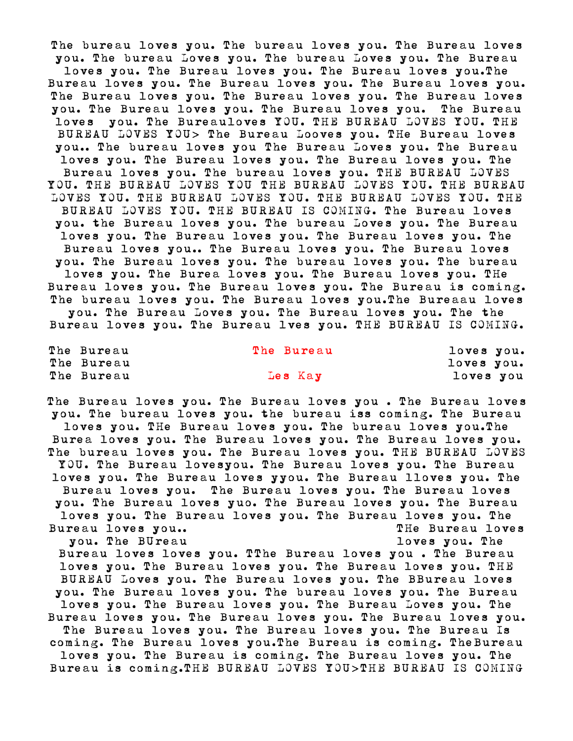The bureau loves you. The bureau loves you. The Bureau loves you. The bureau Loves you. The bureau Loves you. The Bureau loves you. The Bureau loves you. The Bureau loves you.The Bureau loves you. The Bureau loves you. The Bureau loves you. The Bureau loves you. The Bureau loves you. The Bureau loves you. The Bureau loves you. The Bureau loves you. The Bureau loves you. The Bureauloves YOU. THE BUREAU LOVES YOU. THE BUREAU LOVES YOU> The Bureau Looves you. THe Bureau loves you.. The bureau loves you The Bureau Loves you. The Bureau loves you. The Bureau loves you. The Bureau loves you. The Bureau loves you. The bureau loves you. THE BUREAU LOVES YOU. THE BUREAU LOVES YOU THE BUREAU LOVES YOU. THE BUREAU LOVES YOU. THE BUREAU LOVES YOU. THE BUREAU LOVES YOU. THE BUREAU LOVES YOU. THE BUREAU IS COMING. The Bureau loves you. the Bureau loves you. The bureau Loves you. The Bureau loves you. The Bureau loves you. The Bureau loves you. The Bureau loves you.. The Bureau loves you. The Bureau loves you. The Bureau loves you. The bureau loves you. The bureau loves you. The Burea loves you. The Bureau loves you. THe Bureau loves you. The Bureau loves you. The Bureau is coming. The bureau loves you. The Bureau loves you.The Bureaau loves you. The Bureau Loves you. The Bureau loves you. The the Bureau loves you. The Bureau lves you. THE BUREAU IS COMING.

The Bureau — **The Bureau** — loves you.
The Bureau — loves you.
The Bureau — Les Kay — loves you

The Bureau loves you. The Bureau loves you . The Bureau loves you. The bureau loves you. the bureau iss coming. The Bureau loves you. THe Bureau loves you. The bureau loves you.The Burea loves you. The Bureau loves you. The Bureau loves you. The bureau loves you. The Bureau loves you. THE BUREAU LOVES YOU. The Bureau lovesyou. The Bureau loves you. The Bureau loves you. The Bureau loves yyou. The Bureau lloves you. The Bureau loves you. The Bureau loves you. The Bureau loves you. The Bureau loves yuo. The Bureau loves you. The Bureau loves you. The Bureau loves you. The Bureau loves you. The Bureau loves you.. THe Bureau loves you. The BUreau loves you. The Bureau loves loves you. TThe Bureau loves you . The Bureau loves you. The Bureau loves you. The Bureau loves you. THE BUREAU Loves you. The Bureau loves you. The BBureau loves you. The Bureau loves you. The bureau loves you. The Bureau loves you. The Bureau loves you. The Bureau Loves you. The Bureau loves you. The Bureau loves you. The Bureau loves you. The Bureau loves you. The Bureau loves you. The Bureau Is coming. The Bureau loves you.The Bureau is coming. TheBureau loves you. The Bureau is coming. The Bureau loves you. The Bureau is coming.THE BUREAU LOVES YOU>THE BUREAU IS COMING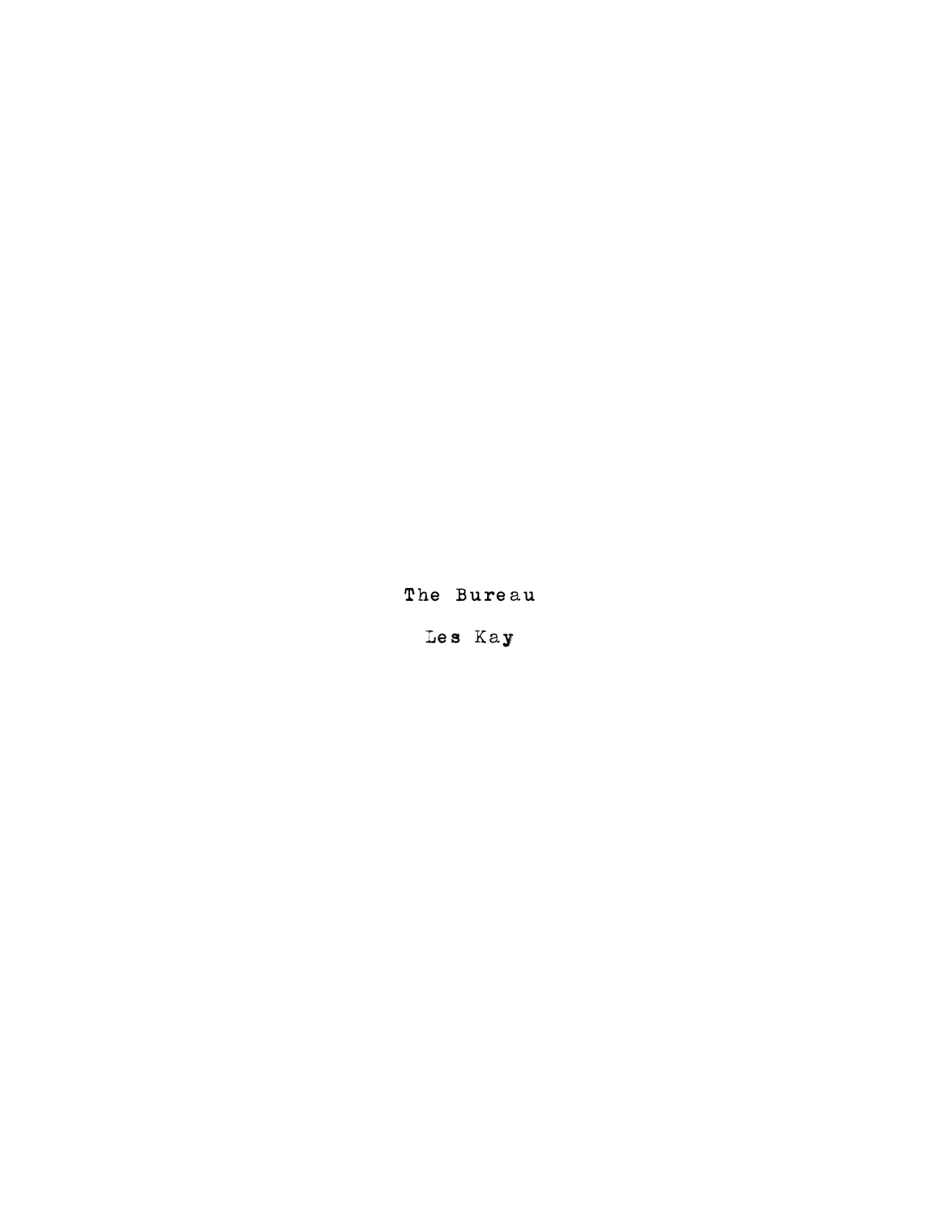# The Bureau

Les Kay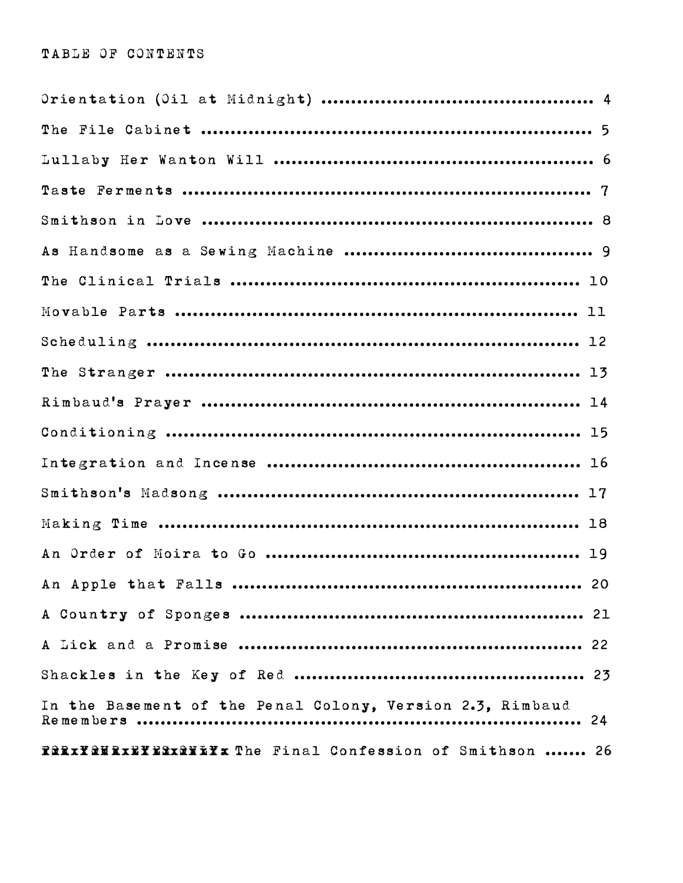# TABLE OF CONTENTS

Orientation (Oil at Midnight) .............................................. 4

The File Cabinet ........................................................... 5

Lullaby Her Wanton Will .................................................... 6

Taste Ferments ............................................................. 7

Smithson in Love ........................................................... 8

As Handsome as a Sewing Machine ............................................ 9

The Clinical Trials ....................................................... 10

Movable Parts ............................................................. 11

Scheduling ................................................................ 12

The Stranger .............................................................. 13

Rimbaud's Prayer .......................................................... 14

Conditioning .............................................................. 15

Integration and Incense ................................................... 16

Smithson's Madsong ........................................................ 17

Making Time ............................................................... 18

An Order of Moira to Go ................................................... 19

An Apple that Falls ....................................................... 20

A Country of Sponges ...................................................... 21

A Lick and a Promise ...................................................... 22

Shackles in the Key of Red ................................................ 23

In the Basement of the Penal Colony, Version 2.3, Rimbaud Remembers .................................................................. 24

The Final Confession of Smithson ....... 26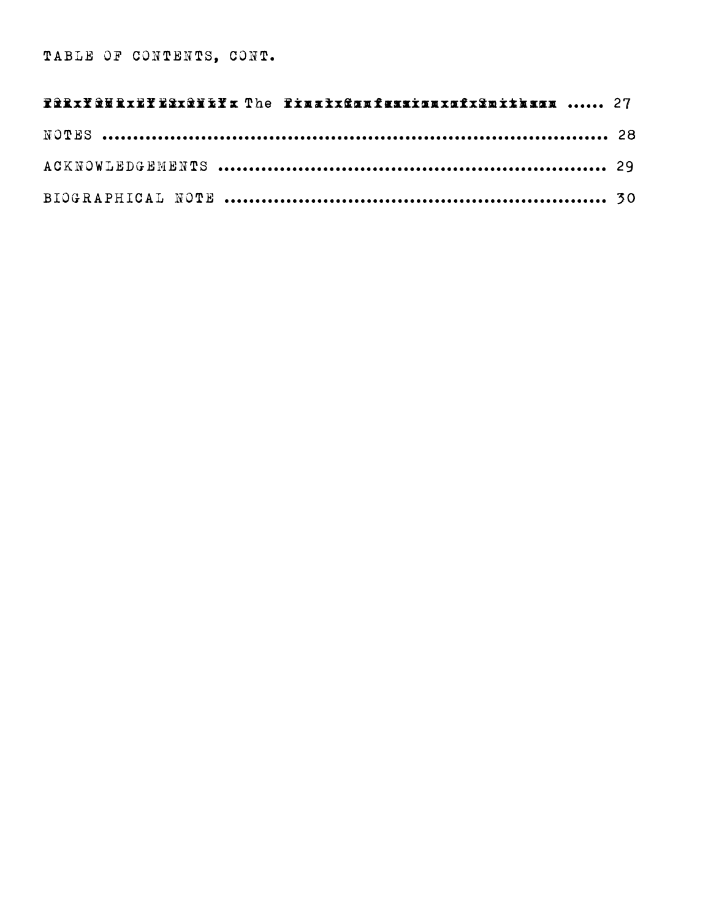TABLE OF CONTENTS, CONT.

The ...... 27

NOTES ........................................................................ 28

ACKNOWLEDGEMENTS .............................................................. 29

BIOGRAPHICAL NOTE ............................................................. 30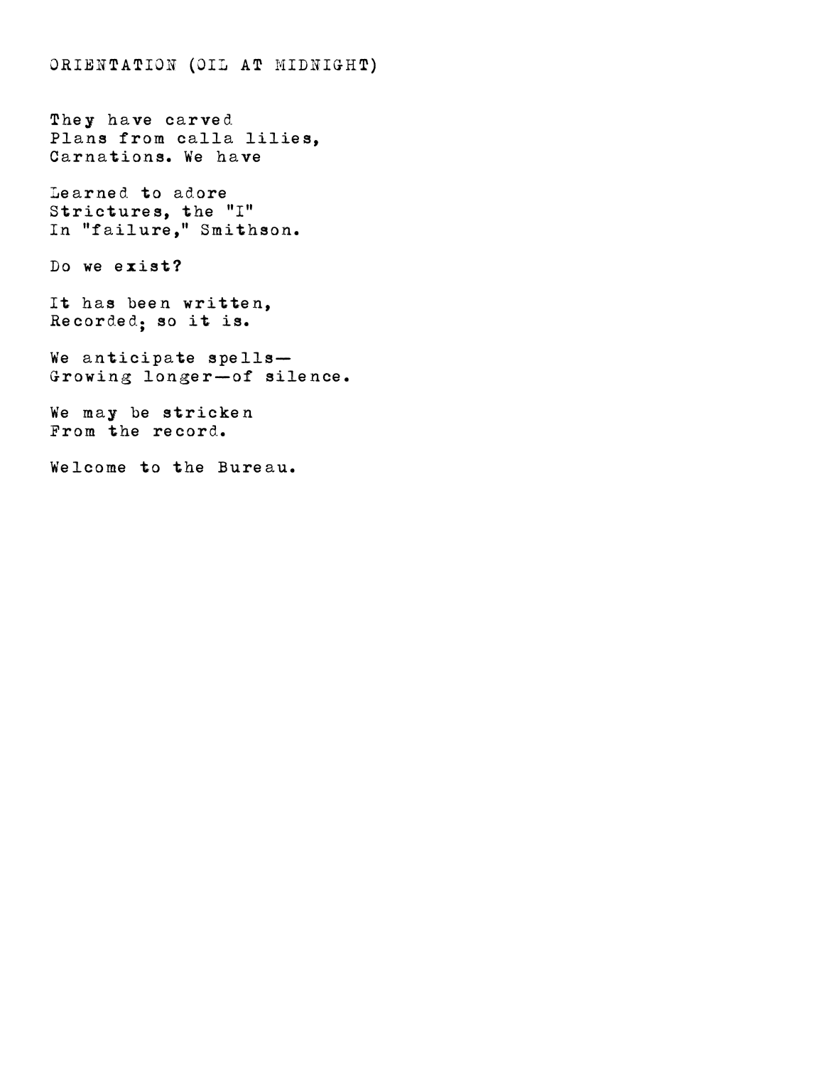# ORIENTATION (OIL AT MIDNIGHT)

They have carved
Plans from calla lilies,
Carnations. We have

Learned to adore
Strictures, the "I"
In "failure," Smithson.

Do we exist?

It has been written,
Recorded; so it is.

We anticipate spells—
Growing longer—of silence.

We may be stricken
From the record.

Welcome to the Bureau.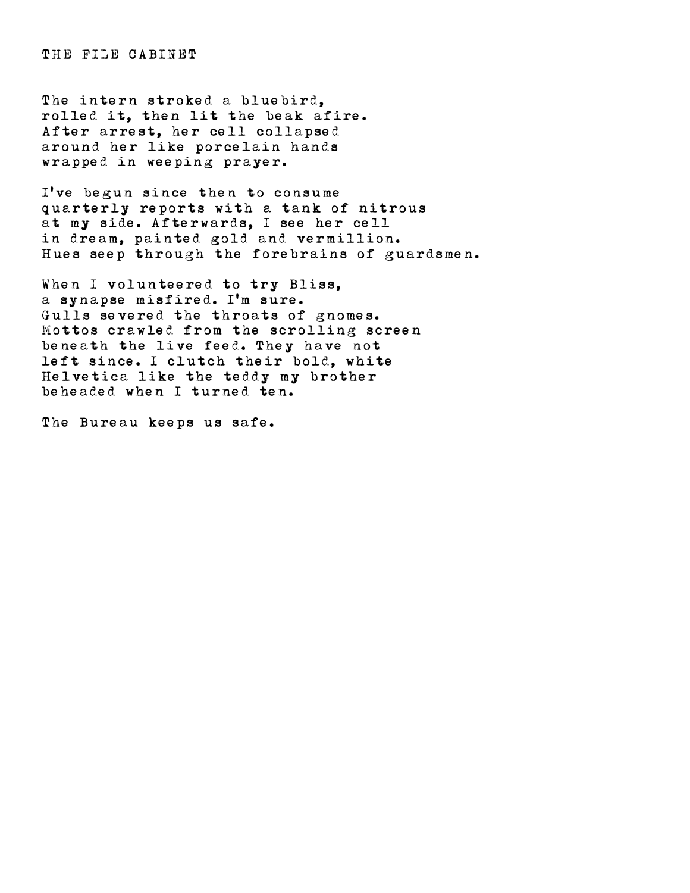# THE FILE CABINET

The intern stroked a bluebird,  
rolled it, then lit the beak afire.  
After arrest, her cell collapsed  
around her like porcelain hands  
wrapped in weeping prayer.

I've begun since then to consume  
quarterly reports with a tank of nitrous  
at my side. Afterwards, I see her cell  
in dream, painted gold and vermillion.  
Hues seep through the forebrains of guardsmen.

When I volunteered to try Bliss,  
a synapse misfired. I'm sure.  
Gulls severed the throats of gnomes.  
Mottos crawled from the scrolling screen  
beneath the live feed. They have not  
left since. I clutch their bold, white  
Helvetica like the teddy my brother  
beheaded when I turned ten.

The Bureau keeps us safe.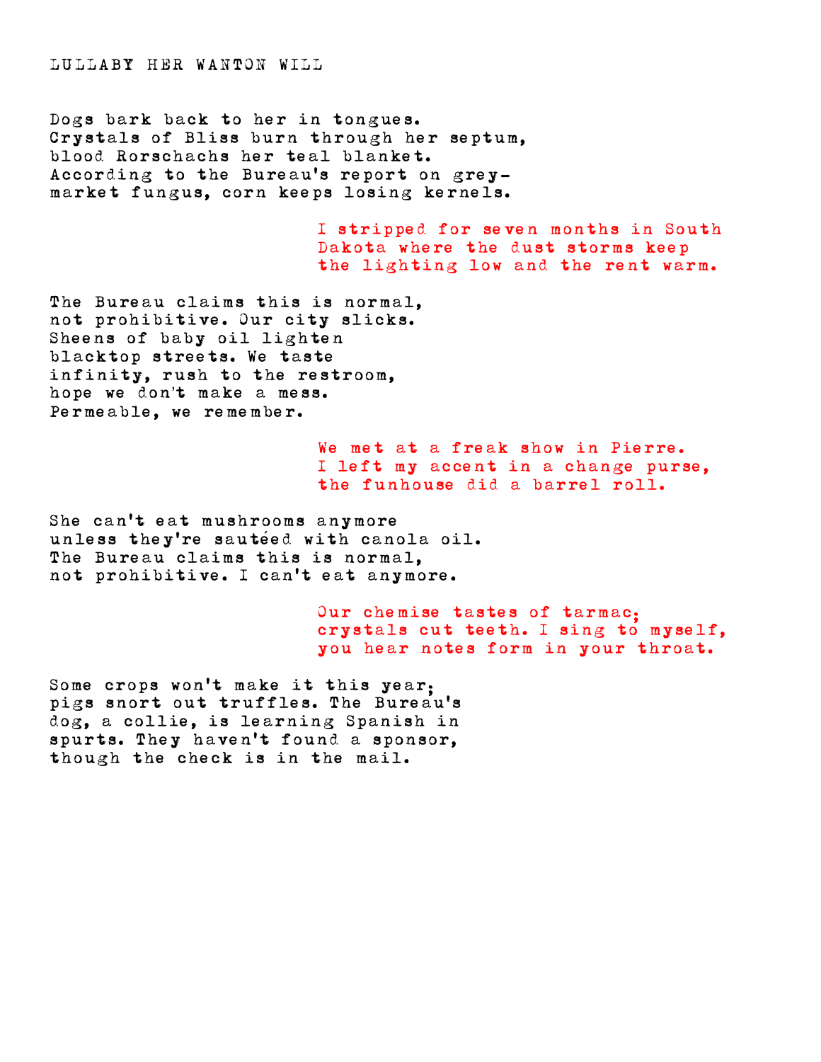# LULLABY HER WANTON WILL

Dogs bark back to her in tongues.
Crystals of Bliss burn through her septum,
blood Rorschachs her teal blanket.
According to the Bureau's report on grey-
market fungus, corn keeps losing kernels.

> I stripped for seven months in South
> Dakota where the dust storms keep
> the lighting low and the rent warm.

The Bureau claims this is normal,
not prohibitive. Our city slicks.
Sheens of baby oil lighten
blacktop streets. We taste
infinity, rush to the restroom,
hope we don't make a mess.
Permeable, we remember.

> We met at a freak show in Pierre.
> I left my accent in a change purse,
> the funhouse did a barrel roll.

She can't eat mushrooms anymore
unless they're sautéed with canola oil.
The Bureau claims this is normal,
not prohibitive. I can't eat anymore.

> Our chemise tastes of tarmac;
> crystals cut teeth. I sing to myself,
> you hear notes form in your throat.

Some crops won't make it this year;
pigs snort out truffles. The Bureau's
dog, a collie, is learning Spanish in
spurts. They haven't found a sponsor,
though the check is in the mail.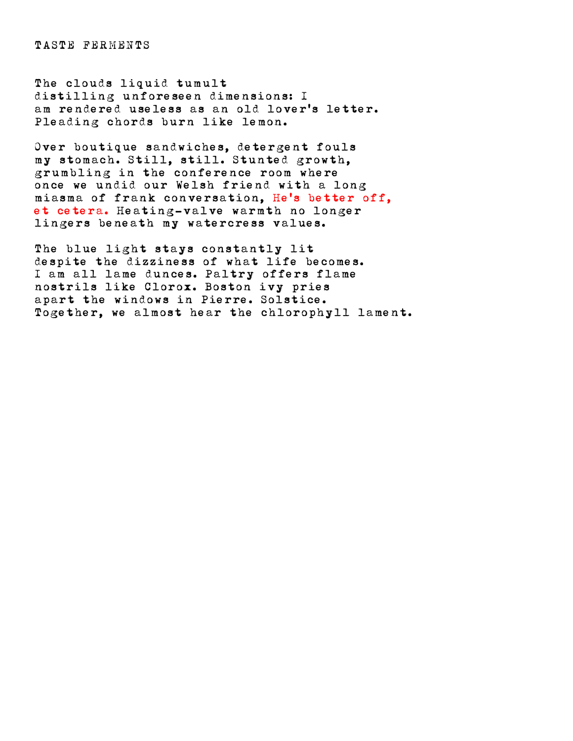# TASTE FERMENTS

The clouds liquid tumult
distilling unforeseen dimensions: I
am rendered useless as an old lover's letter.
Pleading chords burn like lemon.

Over boutique sandwiches, detergent fouls
my stomach. Still, still. Stunted growth,
grumbling in the conference room where
once we undid our Welsh friend with a long
miasma of frank conversation, He's better off,
et cetera. Heating-valve warmth no longer
lingers beneath my watercress values.

The blue light stays constantly lit
despite the dizziness of what life becomes.
I am all lame dunces. Paltry offers flame
nostrils like Clorox. Boston ivy pries
apart the windows in Pierre. Solstice.
Together, we almost hear the chlorophyll lament.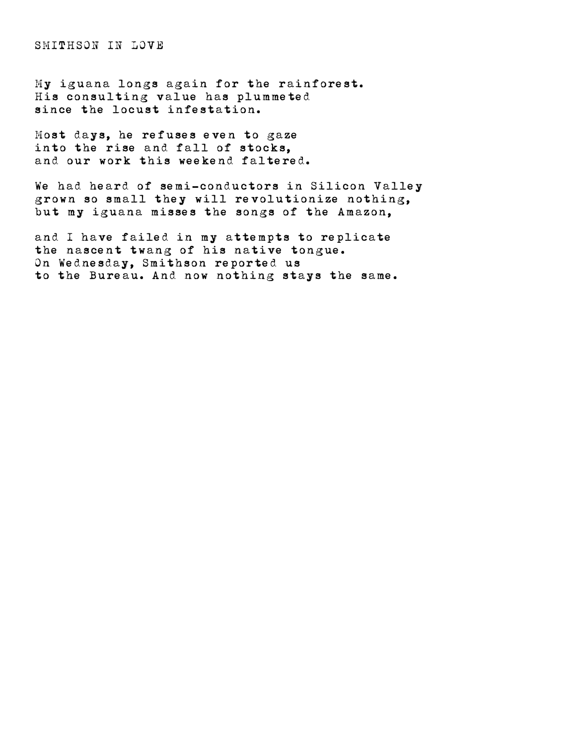# SMITHSON IN LOVE

My iguana longs again for the rainforest.
His consulting value has plummeted
since the locust infestation.

Most days, he refuses even to gaze
into the rise and fall of stocks,
and our work this weekend faltered.

We had heard of semi-conductors in Silicon Valley
grown so small they will revolutionize nothing,
but my iguana misses the songs of the Amazon,

and I have failed in my attempts to replicate
the nascent twang of his native tongue.
On Wednesday, Smithson reported us
to the Bureau. And now nothing stays the same.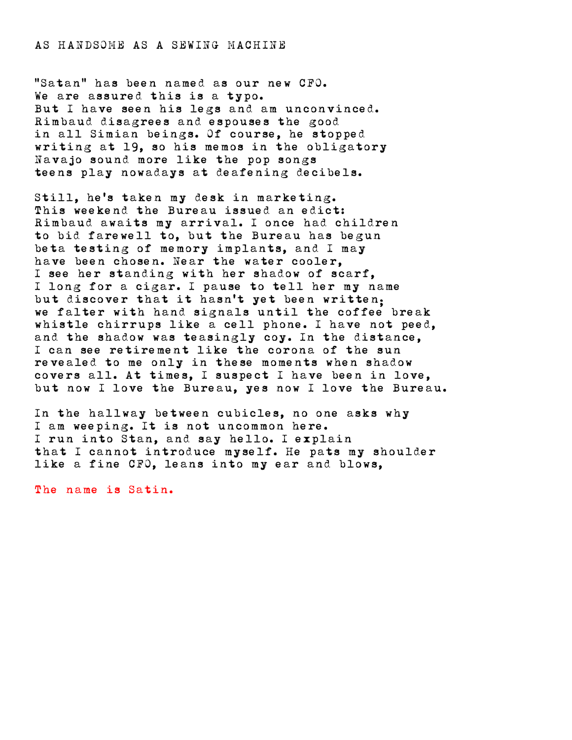# AS HANDSOME AS A SEWING MACHINE

"Satan" has been named as our new CFO.
We are assured this is a typo.
But I have seen his legs and am unconvinced.
Rimbaud disagrees and espouses the good
in all Simian beings. Of course, he stopped
writing at 19, so his memos in the obligatory
Navajo sound more like the pop songs
teens play nowadays at deafening decibels.

Still, he's taken my desk in marketing.
This weekend the Bureau issued an edict:
Rimbaud awaits my arrival. I once had children
to bid farewell to, but the Bureau has begun
beta testing of memory implants, and I may
have been chosen. Near the water cooler,
I see her standing with her shadow of scarf,
I long for a cigar. I pause to tell her my name
but discover that it hasn't yet been written;
we falter with hand signals until the coffee break
whistle chirrups like a cell phone. I have not peed,
and the shadow was teasingly coy. In the distance,
I can see retirement like the corona of the sun
revealed to me only in these moments when shadow
covers all. At times, I suspect I have been in love,
but now I love the Bureau, yes now I love the Bureau.

In the hallway between cubicles, no one asks why
I am weeping. It is not uncommon here.
I run into Stan, and say hello. I explain
that I cannot introduce myself. He pats my shoulder
like a fine CFO, leans into my ear and blows,

The name is Satin.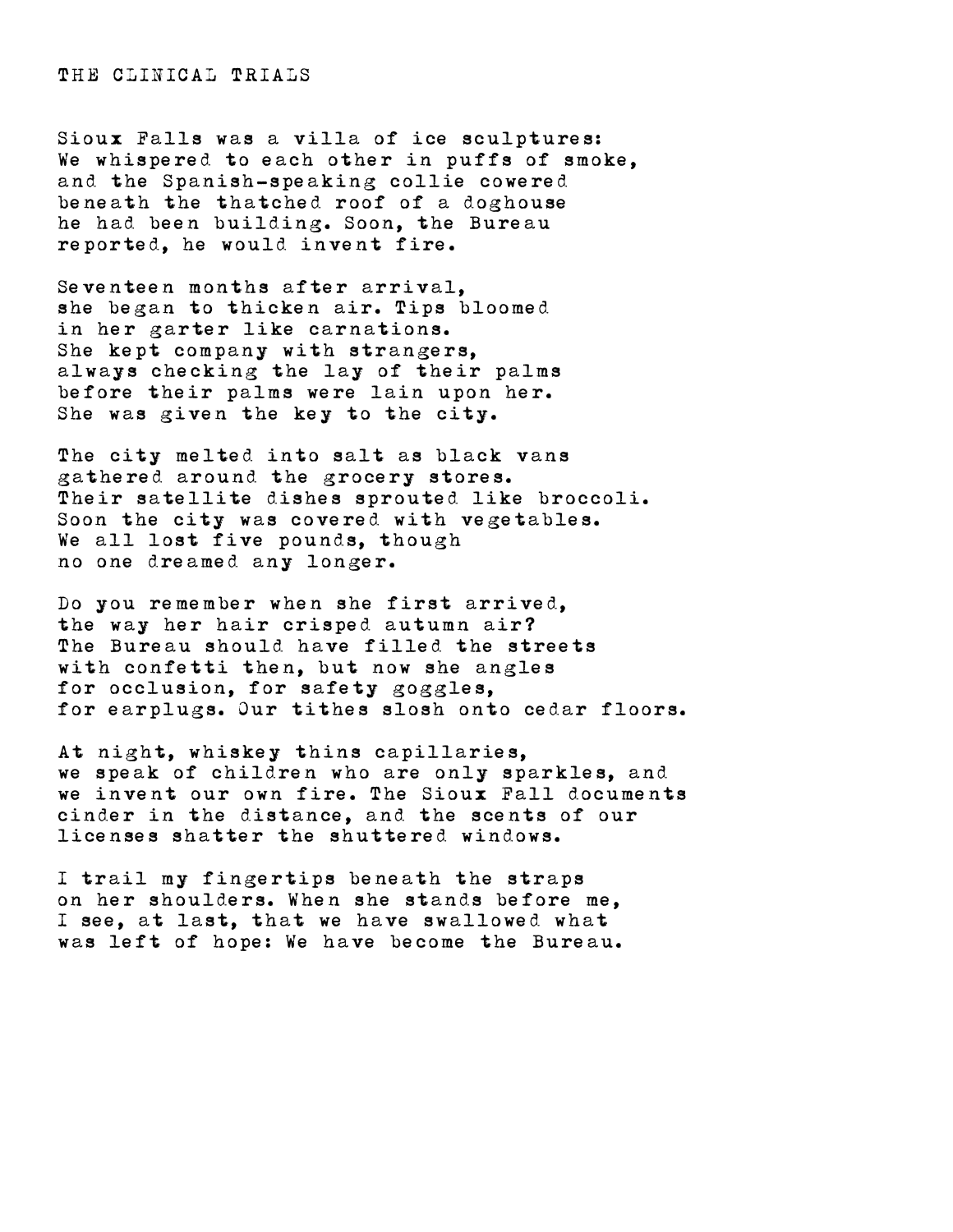# THE CLINICAL TRIALS

Sioux Falls was a villa of ice sculptures:
We whispered to each other in puffs of smoke,
and the Spanish-speaking collie cowered
beneath the thatched roof of a doghouse
he had been building. Soon, the Bureau
reported, he would invent fire.

Seventeen months after arrival,
she began to thicken air. Tips bloomed
in her garter like carnations.
She kept company with strangers,
always checking the lay of their palms
before their palms were lain upon her.
She was given the key to the city.

The city melted into salt as black vans
gathered around the grocery stores.
Their satellite dishes sprouted like broccoli.
Soon the city was covered with vegetables.
We all lost five pounds, though
no one dreamed any longer.

Do you remember when she first arrived,
the way her hair crisped autumn air?
The Bureau should have filled the streets
with confetti then, but now she angles
for occlusion, for safety goggles,
for earplugs. Our tithes slosh onto cedar floors.

At night, whiskey thins capillaries,
we speak of children who are only sparkles, and
we invent our own fire. The Sioux Fall documents
cinder in the distance, and the scents of our
licenses shatter the shuttered windows.

I trail my fingertips beneath the straps
on her shoulders. When she stands before me,
I see, at last, that we have swallowed what
was left of hope: We have become the Bureau.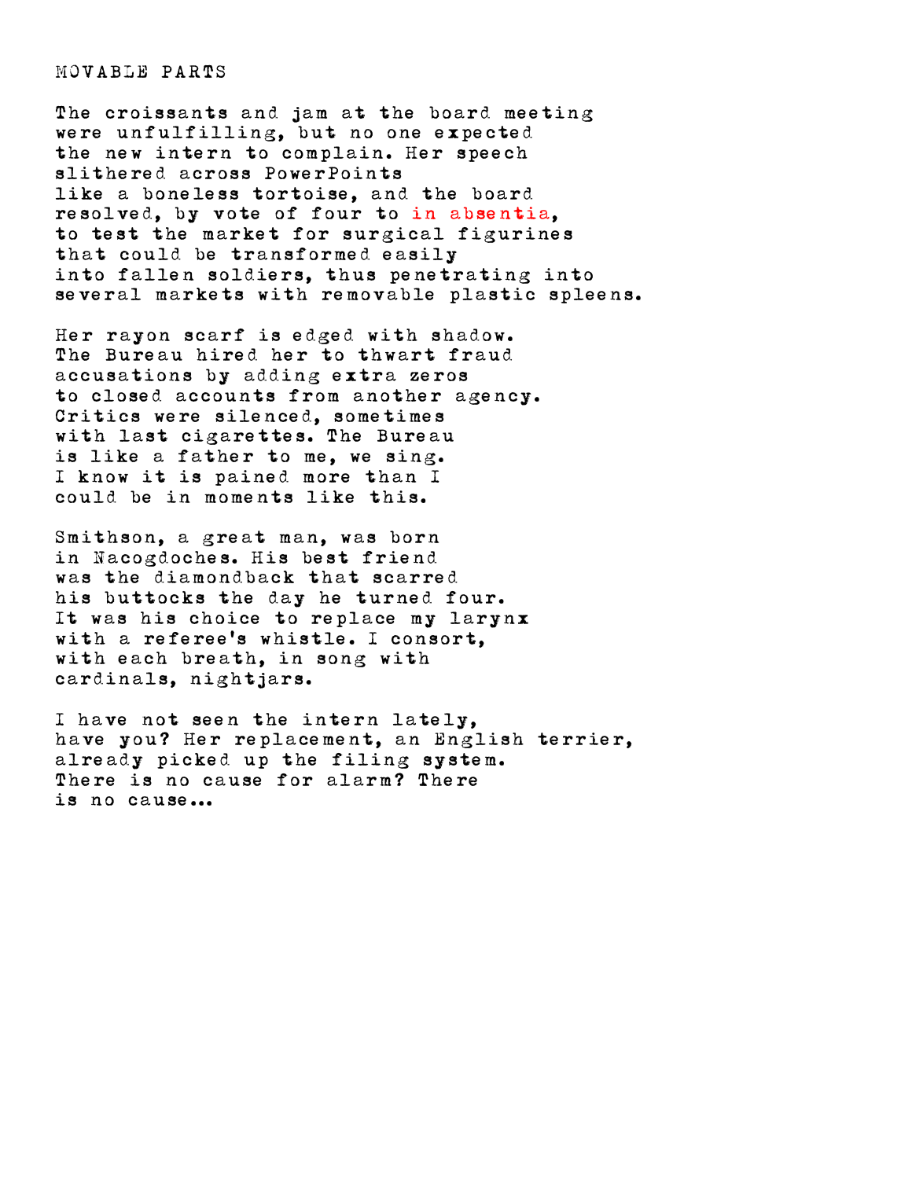# MOVABLE PARTS

The croissants and jam at the board meeting  
were unfulfilling, but no one expected  
the new intern to complain. Her speech  
slithered across PowerPoints  
like a boneless tortoise, and the board  
resolved, by vote of four to in absentia,  
to test the market for surgical figurines  
that could be transformed easily  
into fallen soldiers, thus penetrating into  
several markets with removable plastic spleens.

Her rayon scarf is edged with shadow.  
The Bureau hired her to thwart fraud  
accusations by adding extra zeros  
to closed accounts from another agency.  
Critics were silenced, sometimes  
with last cigarettes. The Bureau  
is like a father to me, we sing.  
I know it is pained more than I  
could be in moments like this.

Smithson, a great man, was born  
in Nacogdoches. His best friend  
was the diamondback that scarred  
his buttocks the day he turned four.  
It was his choice to replace my larynx  
with a referee's whistle. I consort,  
with each breath, in song with  
cardinals, nightjars.

I have not seen the intern lately,  
have you? Her replacement, an English terrier,  
already picked up the filing system.  
There is no cause for alarm? There  
is no cause...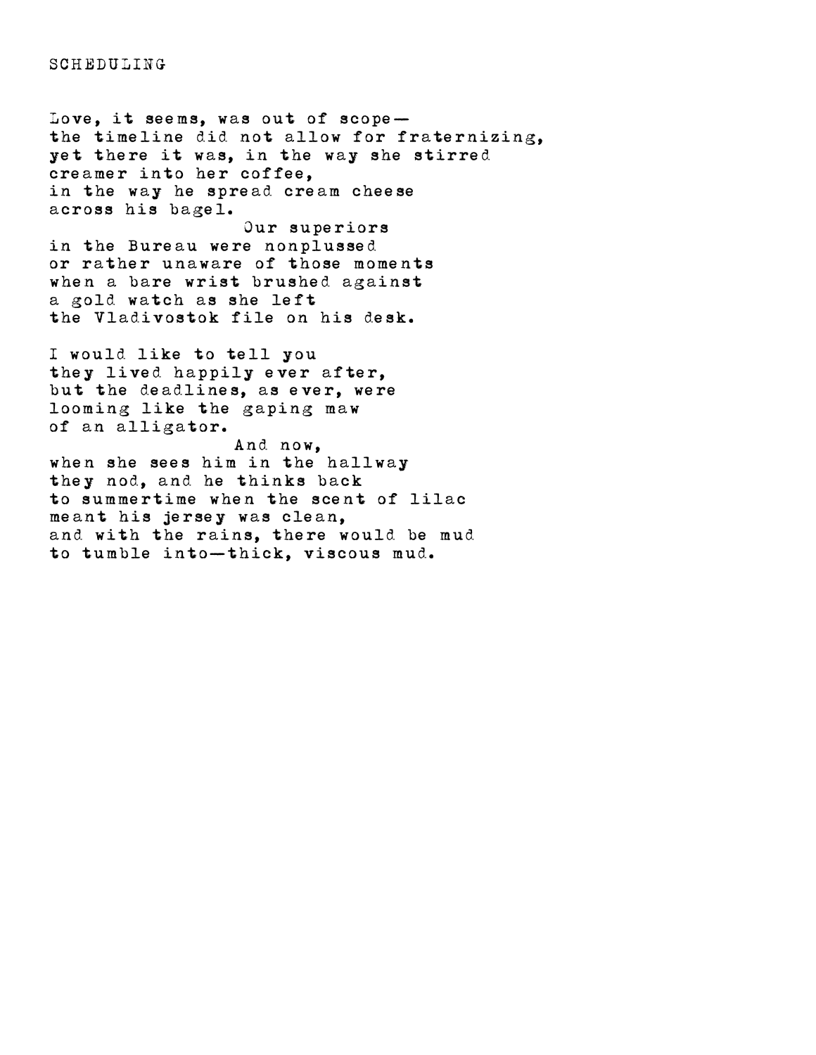# SCHEDULING

Love, it seems, was out of scope—  
the timeline did not allow for fraternizing,  
yet there it was, in the way she stirred  
creamer into her coffee,  
in the way he spread cream cheese  
across his bagel.  
                                        Our superiors  
in the Bureau were nonplussed  
or rather unaware of those moments  
when a bare wrist brushed against  
a gold watch as she left  
the Vladivostok file on his desk.

I would like to tell you  
they lived happily ever after,  
but the deadlines, as ever, were  
looming like the gaping maw  
of an alligator.  
                                        And now,  
when she sees him in the hallway  
they nod, and he thinks back  
to summertime when the scent of lilac  
meant his jersey was clean,  
and with the rains, there would be mud  
to tumble into—thick, viscous mud.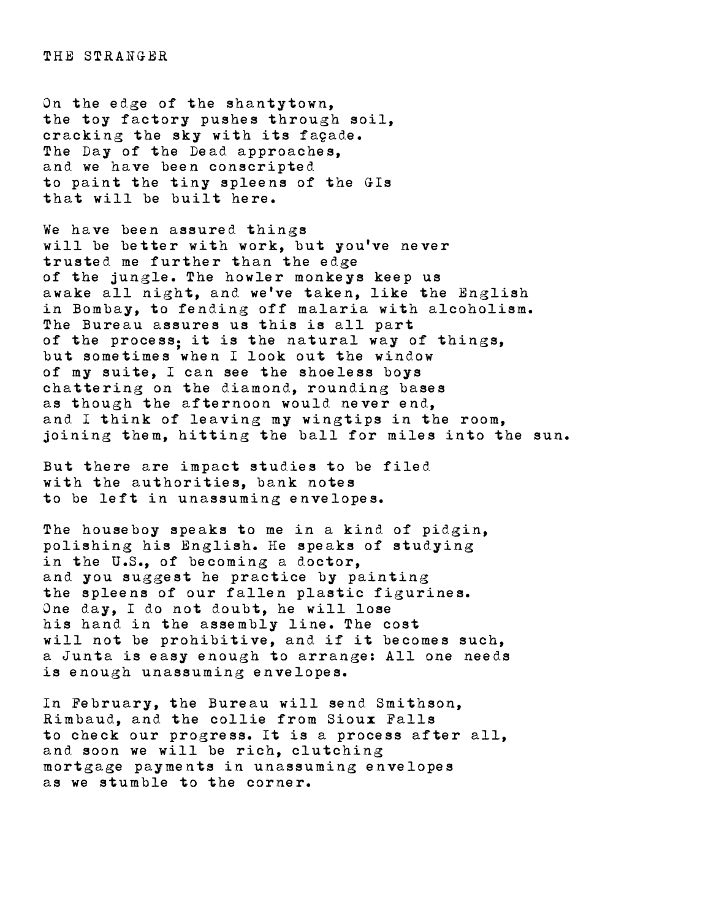# THE STRANGER

On the edge of the shantytown,
the toy factory pushes through soil,
cracking the sky with its façade.
The Day of the Dead approaches,
and we have been conscripted
to paint the tiny spleens of the GIs
that will be built here.

We have been assured things
will be better with work, but you've never
trusted me further than the edge
of the jungle. The howler monkeys keep us
awake all night, and we've taken, like the English
in Bombay, to fending off malaria with alcoholism.
The Bureau assures us this is all part
of the process; it is the natural way of things,
but sometimes when I look out the window
of my suite, I can see the shoeless boys
chattering on the diamond, rounding bases
as though the afternoon would never end,
and I think of leaving my wingtips in the room,
joining them, hitting the ball for miles into the sun.

But there are impact studies to be filed
with the authorities, bank notes
to be left in unassuming envelopes.

The houseboy speaks to me in a kind of pidgin,
polishing his English. He speaks of studying
in the U.S., of becoming a doctor,
and you suggest he practice by painting
the spleens of our fallen plastic figurines.
One day, I do not doubt, he will lose
his hand in the assembly line. The cost
will not be prohibitive, and if it becomes such,
a Junta is easy enough to arrange: All one needs
is enough unassuming envelopes.

In February, the Bureau will send Smithson,
Rimbaud, and the collie from Sioux Falls
to check our progress. It is a process after all,
and soon we will be rich, clutching
mortgage payments in unassuming envelopes
as we stumble to the corner.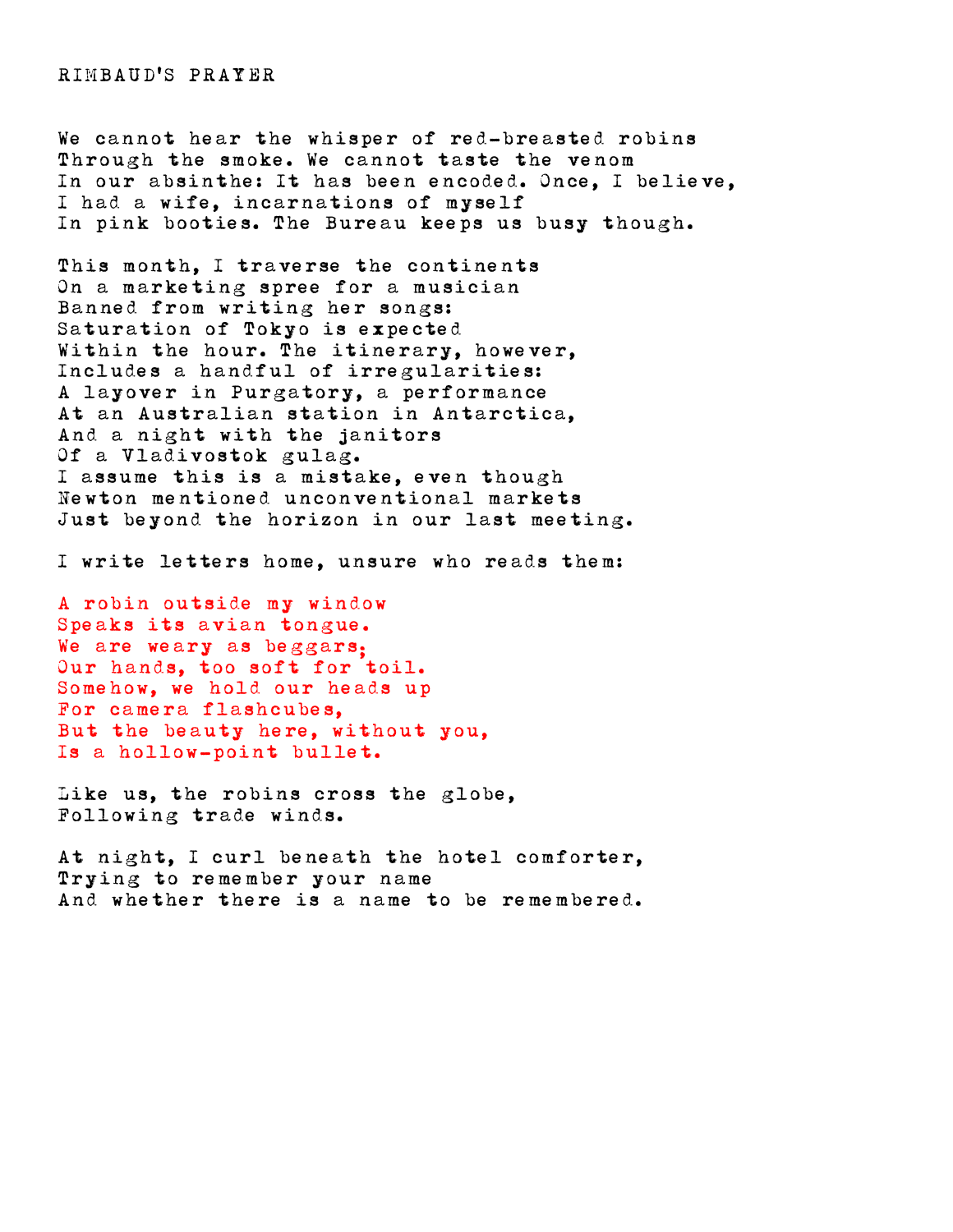# RIMBAUD'S PRAYER

We cannot hear the whisper of red-breasted robins
Through the smoke. We cannot taste the venom
In our absinthe: It has been encoded. Once, I believe,
I had a wife, incarnations of myself
In pink booties. The Bureau keeps us busy though.

This month, I traverse the continents
On a marketing spree for a musician
Banned from writing her songs:
Saturation of Tokyo is expected
Within the hour. The itinerary, however,
Includes a handful of irregularities:
A layover in Purgatory, a performance
At an Australian station in Antarctica,
And a night with the janitors
Of a Vladivostok gulag.
I assume this is a mistake, even though
Newton mentioned unconventional markets
Just beyond the horizon in our last meeting.

I write letters home, unsure who reads them:

A robin outside my window
Speaks its avian tongue.
We are weary as beggars;
Our hands, too soft for toil.
Somehow, we hold our heads up
For camera flashcubes,
But the beauty here, without you,
Is a hollow-point bullet.

Like us, the robins cross the globe,
Following trade winds.

At night, I curl beneath the hotel comforter,
Trying to remember your name
And whether there is a name to be remembered.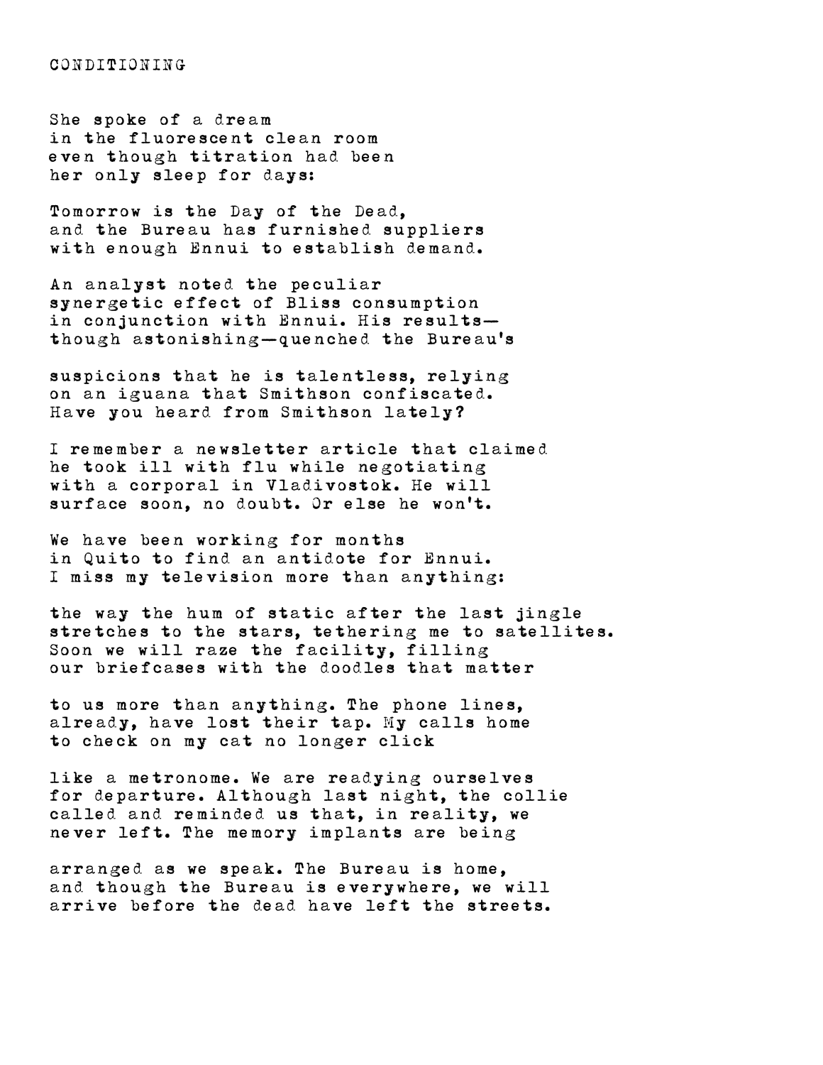CONDITIONING

She spoke of a dream  
in the fluorescent clean room  
even though titration had been  
her only sleep for days:

Tomorrow is the Day of the Dead,  
and the Bureau has furnished suppliers  
with enough Ennui to establish demand.

An analyst noted the peculiar  
synergetic effect of Bliss consumption  
in conjunction with Ennui. His results—  
though astonishing—quenched the Bureau's

suspicions that he is talentless, relying  
on an iguana that Smithson confiscated.  
Have you heard from Smithson lately?

I remember a newsletter article that claimed  
he took ill with flu while negotiating  
with a corporal in Vladivostok. He will  
surface soon, no doubt. Or else he won't.

We have been working for months  
in Quito to find an antidote for Ennui.  
I miss my television more than anything:

the way the hum of static after the last jingle  
stretches to the stars, tethering me to satellites.  
Soon we will raze the facility, filling  
our briefcases with the doodles that matter

to us more than anything. The phone lines,  
already, have lost their tap. My calls home  
to check on my cat no longer click

like a metronome. We are readying ourselves  
for departure. Although last night, the collie  
called and reminded us that, in reality, we  
never left. The memory implants are being

arranged as we speak. The Bureau is home,  
and though the Bureau is everywhere, we will  
arrive before the dead have left the streets.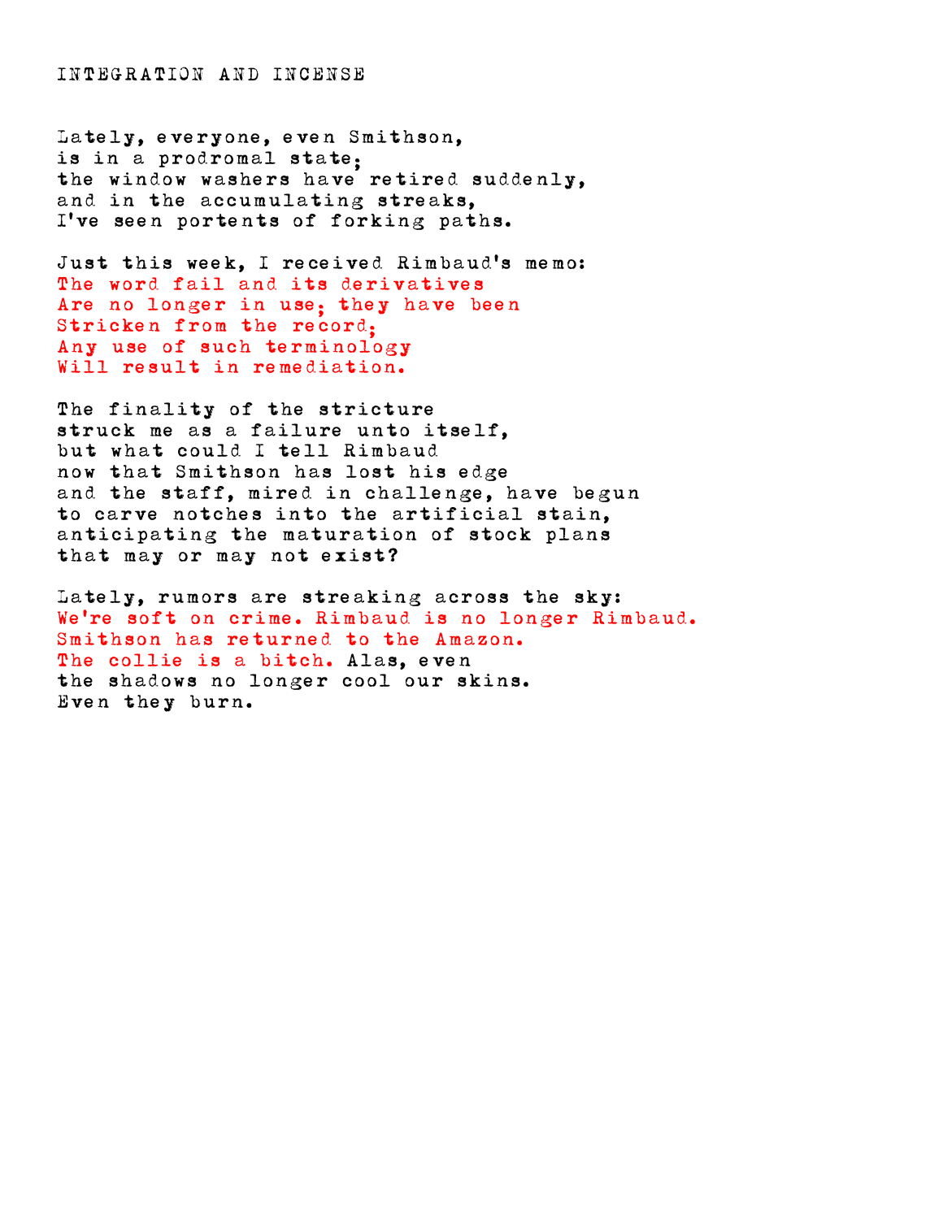# INTEGRATION AND INCENSE

Lately, everyone, even Smithson,
is in a prodromal state;
the window washers have retired suddenly,
and in the accumulating streaks,
I've seen portents of forking paths.

Just this week, I received Rimbaud's memo:
The word fail and its derivatives
Are no longer in use; they have been
Stricken from the record;
Any use of such terminology
Will result in remediation.

The finality of the stricture
struck me as a failure unto itself,
but what could I tell Rimbaud
now that Smithson has lost his edge
and the staff, mired in challenge, have begun
to carve notches into the artificial stain,
anticipating the maturation of stock plans
that may or may not exist?

Lately, rumors are streaking across the sky:
We're soft on crime. Rimbaud is no longer Rimbaud.
Smithson has returned to the Amazon.
The collie is a bitch. Alas, even
the shadows no longer cool our skins.
Even they burn.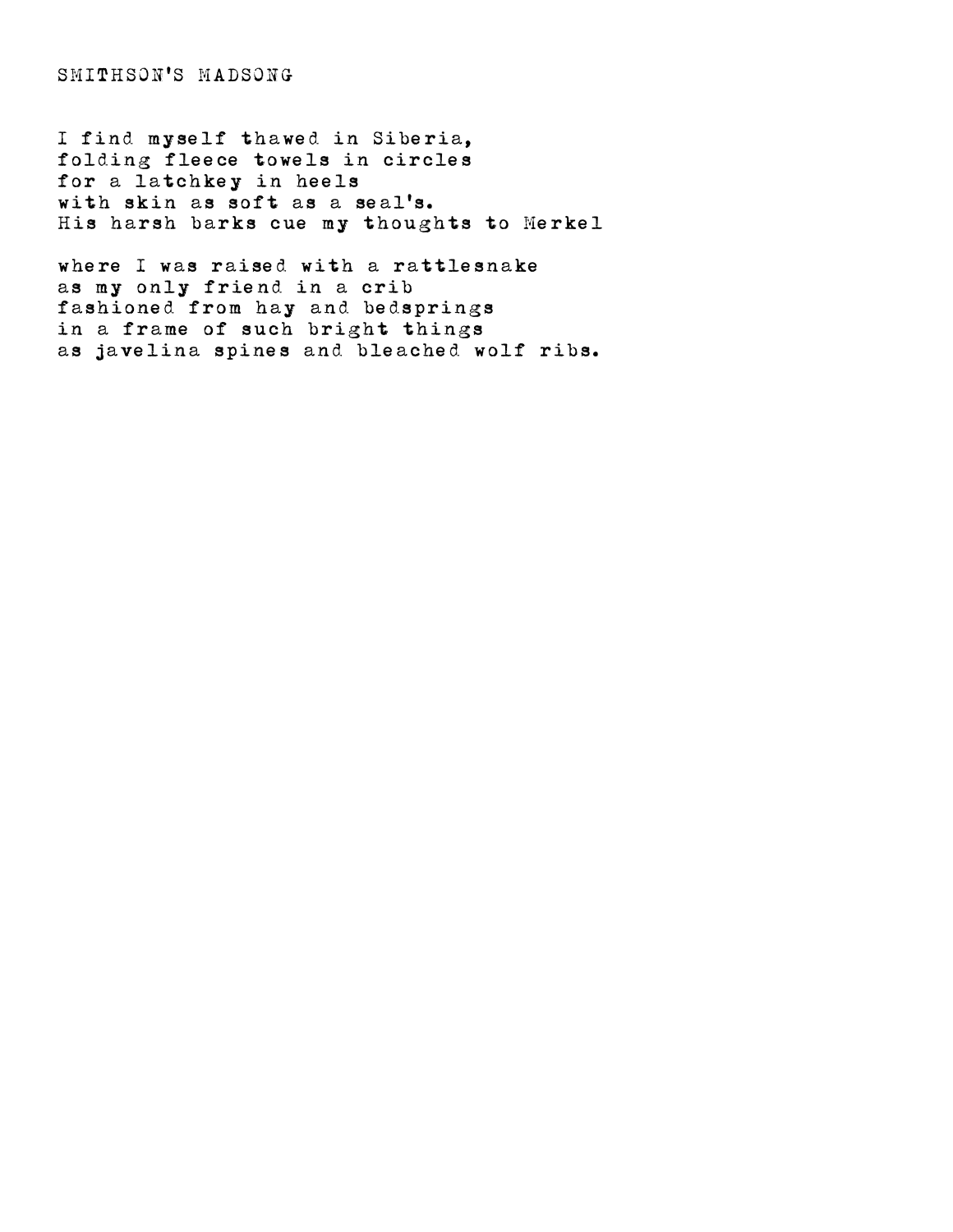SMITHSON'S MADSONG

I find myself thawed in Siberia,  
folding fleece towels in circles  
for a latchkey in heels  
with skin as soft as a seal's.  
His harsh barks cue my thoughts to Merkel

where I was raised with a rattlesnake  
as my only friend in a crib  
fashioned from hay and bedsprings  
in a frame of such bright things  
as javelina spines and bleached wolf ribs.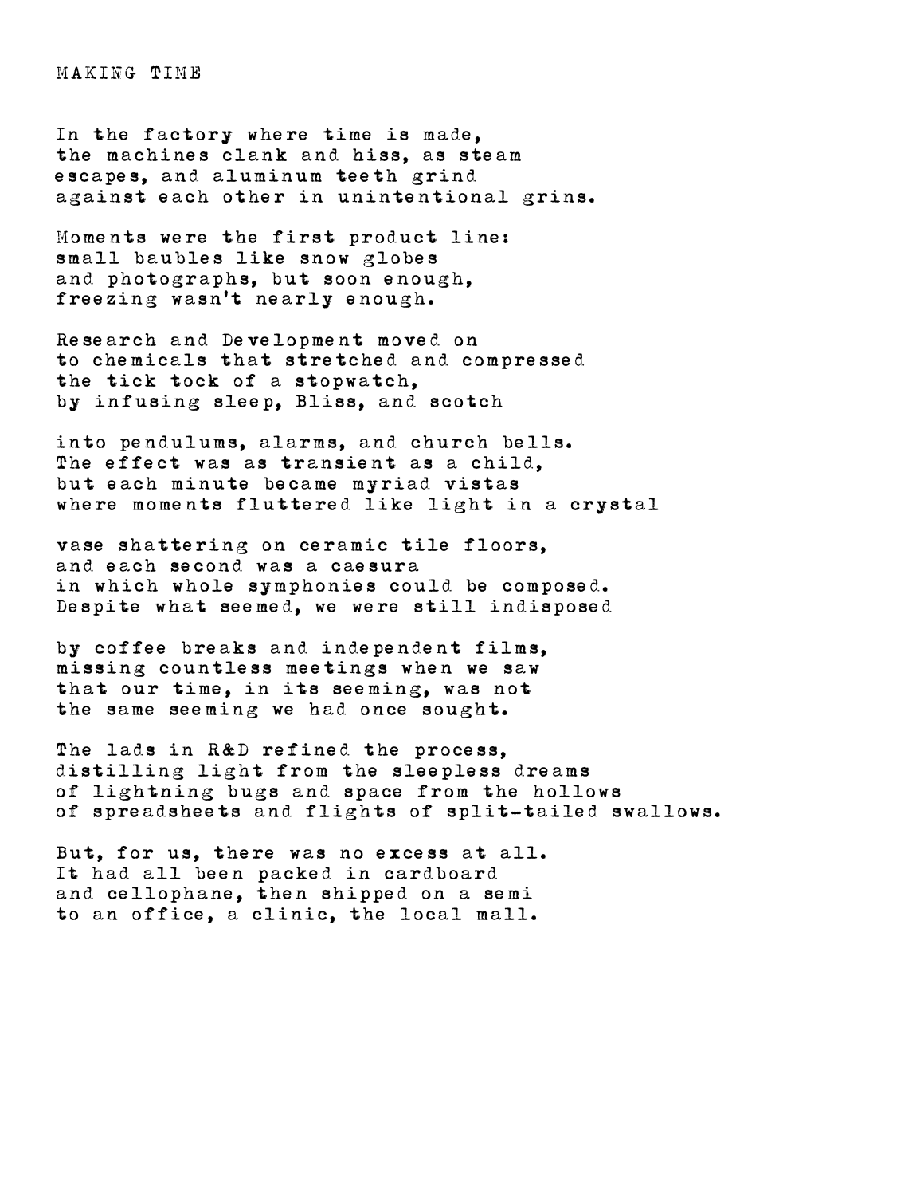# MAKING TIME

In the factory where time is made,  
the machines clank and hiss, as steam  
escapes, and aluminum teeth grind  
against each other in unintentional grins.

Moments were the first product line:  
small baubles like snow globes  
and photographs, but soon enough,  
freezing wasn't nearly enough.

Research and Development moved on  
to chemicals that stretched and compressed  
the tick tock of a stopwatch,  
by infusing sleep, Bliss, and scotch

into pendulums, alarms, and church bells.  
The effect was as transient as a child,  
but each minute became myriad vistas  
where moments fluttered like light in a crystal

vase shattering on ceramic tile floors,  
and each second was a caesura  
in which whole symphonies could be composed.  
Despite what seemed, we were still indisposed

by coffee breaks and independent films,  
missing countless meetings when we saw  
that our time, in its seeming, was not  
the same seeming we had once sought.

The lads in R&D refined the process,  
distilling light from the sleepless dreams  
of lightning bugs and space from the hollows  
of spreadsheets and flights of split-tailed swallows.

But, for us, there was no excess at all.  
It had all been packed in cardboard  
and cellophane, then shipped on a semi  
to an office, a clinic, the local mall.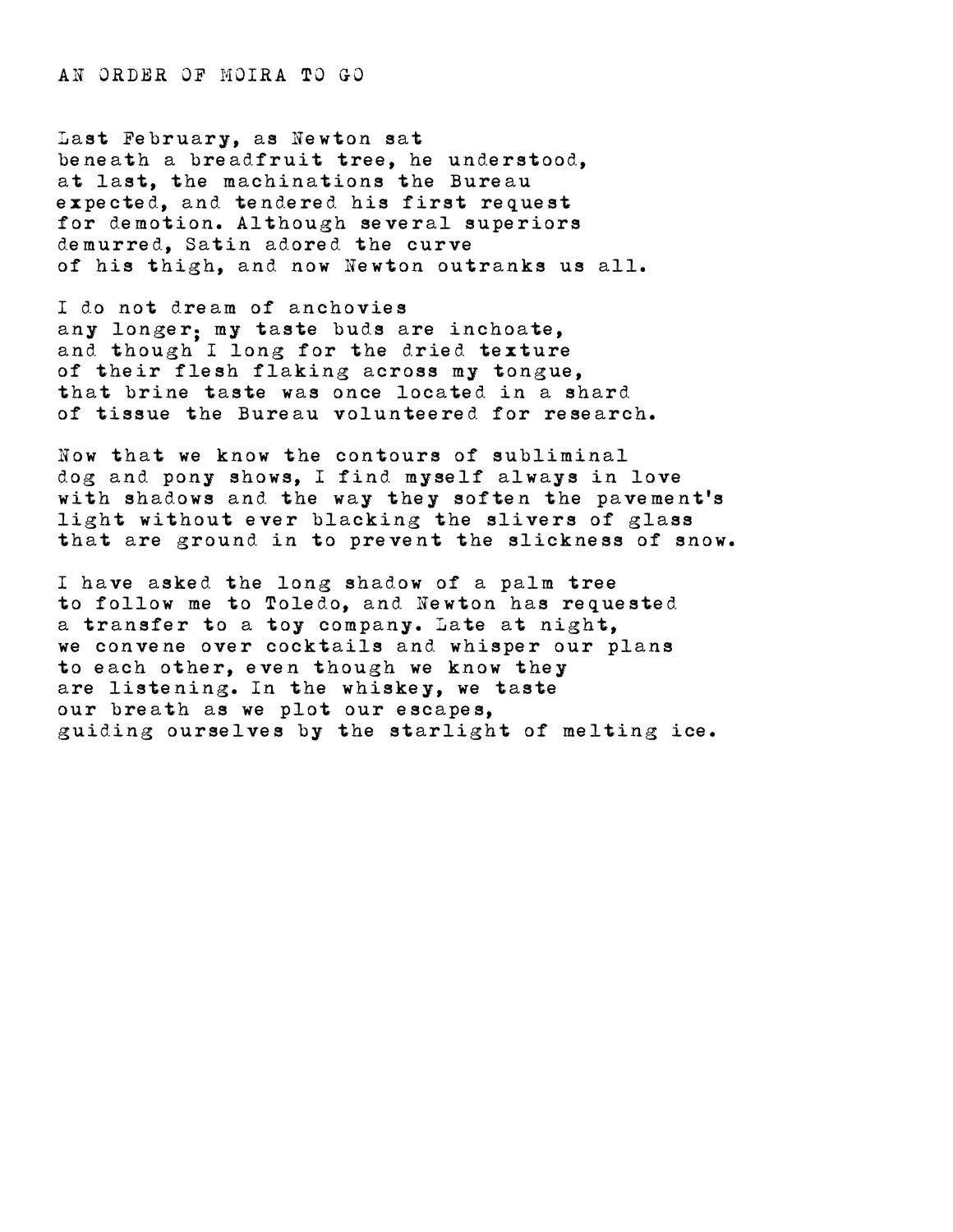# AN ORDER OF MOIRA TO GO

Last February, as Newton sat
beneath a breadfruit tree, he understood,
at last, the machinations the Bureau
expected, and tendered his first request
for demotion. Although several superiors
demurred, Satin adored the curve
of his thigh, and now Newton outranks us all.

I do not dream of anchovies
any longer; my taste buds are inchoate,
and though I long for the dried texture
of their flesh flaking across my tongue,
that brine taste was once located in a shard
of tissue the Bureau volunteered for research.

Now that we know the contours of subliminal
dog and pony shows, I find myself always in love
with shadows and the way they soften the pavement's
light without ever blacking the slivers of glass
that are ground in to prevent the slickness of snow.

I have asked the long shadow of a palm tree
to follow me to Toledo, and Newton has requested
a transfer to a toy company. Late at night,
we convene over cocktails and whisper our plans
to each other, even though we know they
are listening. In the whiskey, we taste
our breath as we plot our escapes,
guiding ourselves by the starlight of melting ice.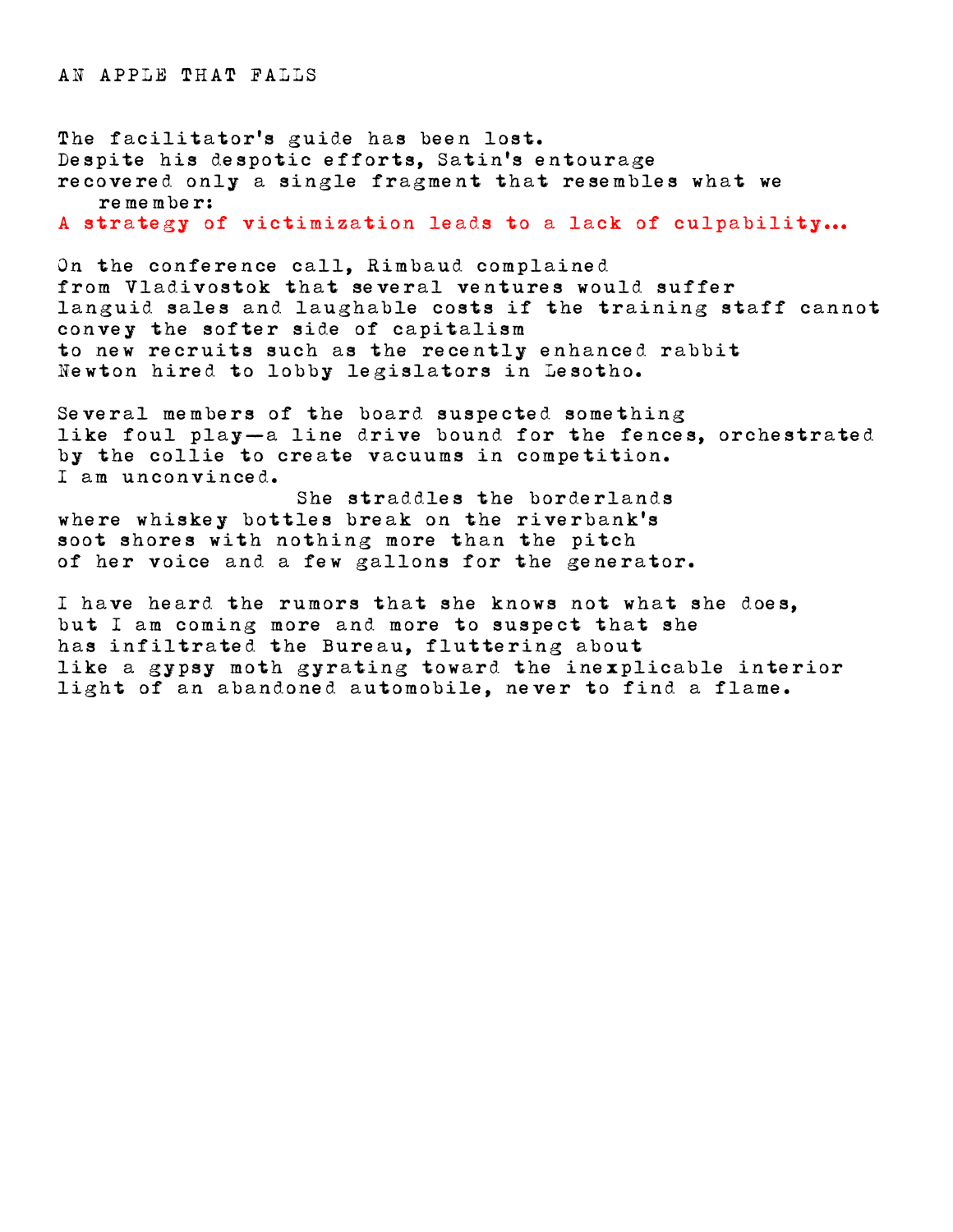# AN APPLE THAT FALLS

The facilitator's guide has been lost.
Despite his despotic efforts, Satin's entourage
recovered only a single fragment that resembles what we
remember:
**A strategy of victimization leads to a lack of culpability...**

On the conference call, Rimbaud complained
from Vladivostok that several ventures would suffer
languid sales and laughable costs if the training staff cannot
convey the softer side of capitalism
to new recruits such as the recently enhanced rabbit
Newton hired to lobby legislators in Lesotho.

Several members of the board suspected something
like foul play—a line drive bound for the fences, orchestrated
by the collie to create vacuums in competition.
I am unconvinced.
She straddles the borderlands
where whiskey bottles break on the riverbank's
soot shores with nothing more than the pitch
of her voice and a few gallons for the generator.

I have heard the rumors that she knows not what she does,
but I am coming more and more to suspect that she
has infiltrated the Bureau, fluttering about
like a gypsy moth gyrating toward the inexplicable interior
light of an abandoned automobile, never to find a flame.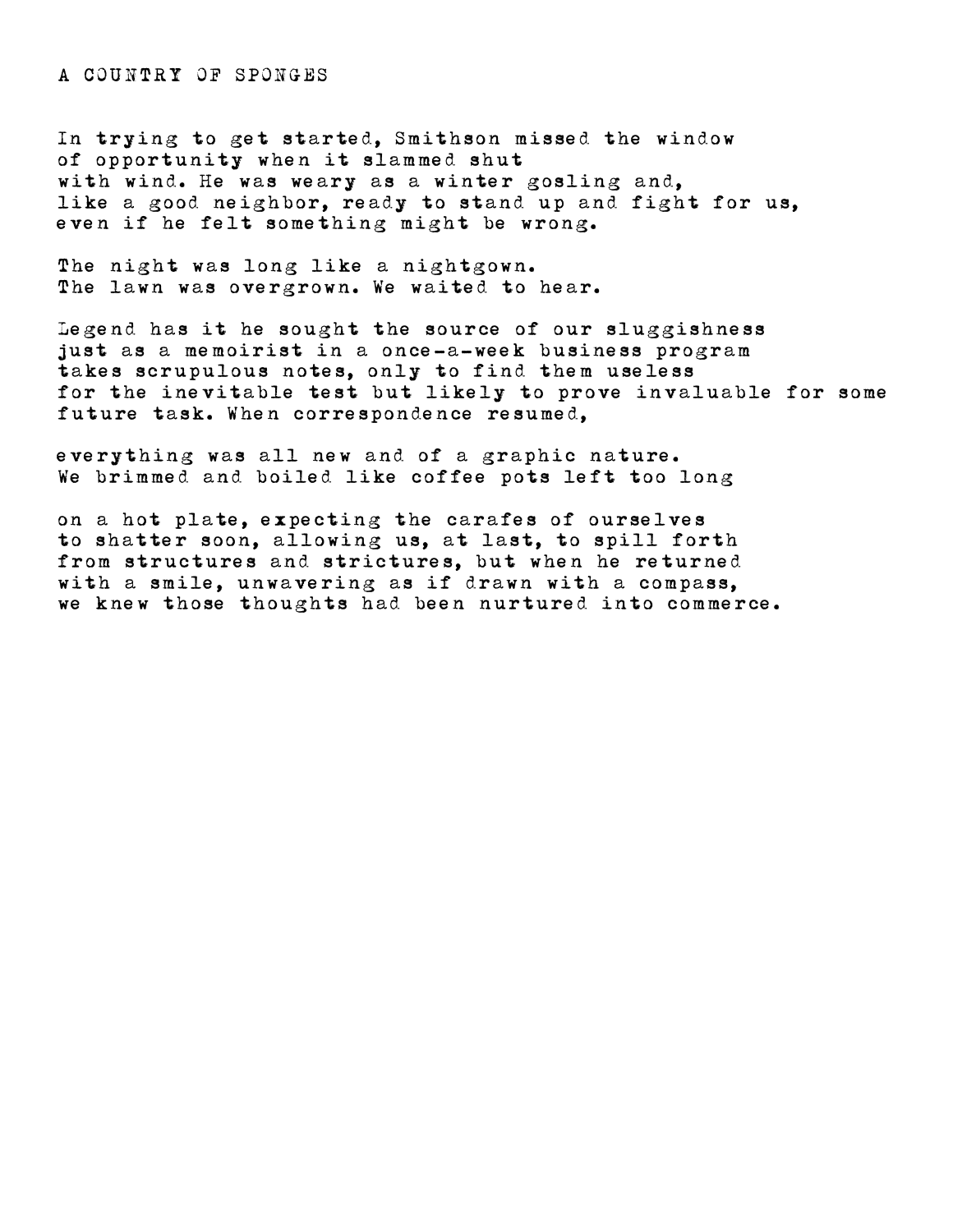# A COUNTRY OF SPONGES

In trying to get started, Smithson missed the window
of opportunity when it slammed shut
with wind. He was weary as a winter gosling and,
like a good neighbor, ready to stand up and fight for us,
even if he felt something might be wrong.

The night was long like a nightgown.
The lawn was overgrown. We waited to hear.

Legend has it he sought the source of our sluggishness
just as a memoirist in a once-a-week business program
takes scrupulous notes, only to find them useless
for the inevitable test but likely to prove invaluable for some
future task. When correspondence resumed,

everything was all new and of a graphic nature.
We brimmed and boiled like coffee pots left too long

on a hot plate, expecting the carafes of ourselves
to shatter soon, allowing us, at last, to spill forth
from structures and strictures, but when he returned
with a smile, unwavering as if drawn with a compass,
we knew those thoughts had been nurtured into commerce.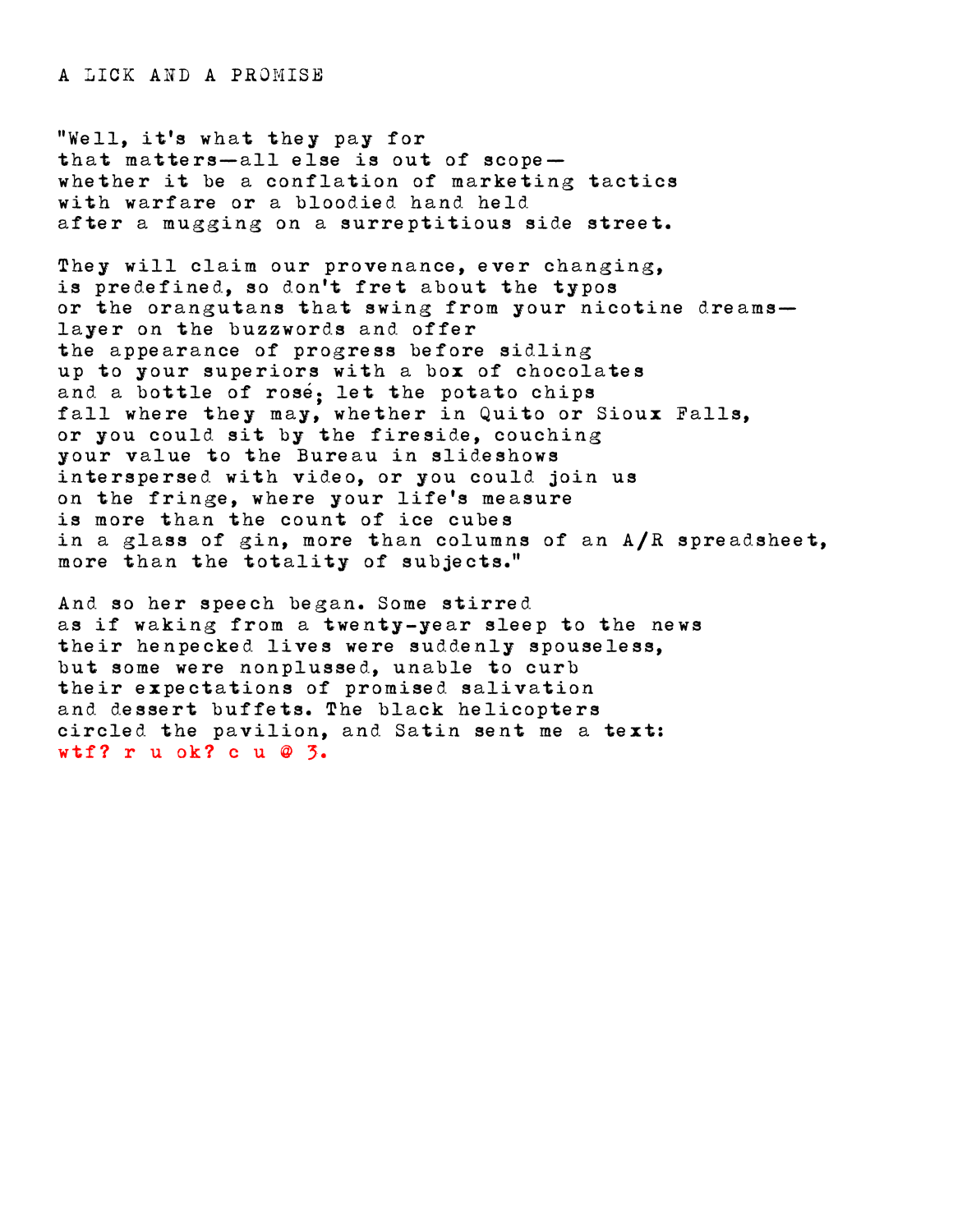A LICK AND A PROMISE

"Well, it's what they pay for  
that matters—all else is out of scope—  
whether it be a conflation of marketing tactics  
with warfare or a bloodied hand held  
after a mugging on a surreptitious side street.

They will claim our provenance, ever changing,  
is predefined, so don't fret about the typos  
or the orangutans that swing from your nicotine dreams—  
layer on the buzzwords and offer  
the appearance of progress before sidling  
up to your superiors with a box of chocolates  
and a bottle of rosé; let the potato chips  
fall where they may, whether in Quito or Sioux Falls,  
or you could sit by the fireside, couching  
your value to the Bureau in slideshows  
interspersed with video, or you could join us  
on the fringe, where your life's measure  
is more than the count of ice cubes  
in a glass of gin, more than columns of an A/R spreadsheet,  
more than the totality of subjects."

And so her speech began. Some stirred  
as if waking from a twenty-year sleep to the news  
their henpecked lives were suddenly spouseless,  
but some were nonplussed, unable to curb  
their expectations of promised salivation  
and dessert buffets. The black helicopters  
circled the pavilion, and Satin sent me a text:  
wtf? r u ok? c u @ 3.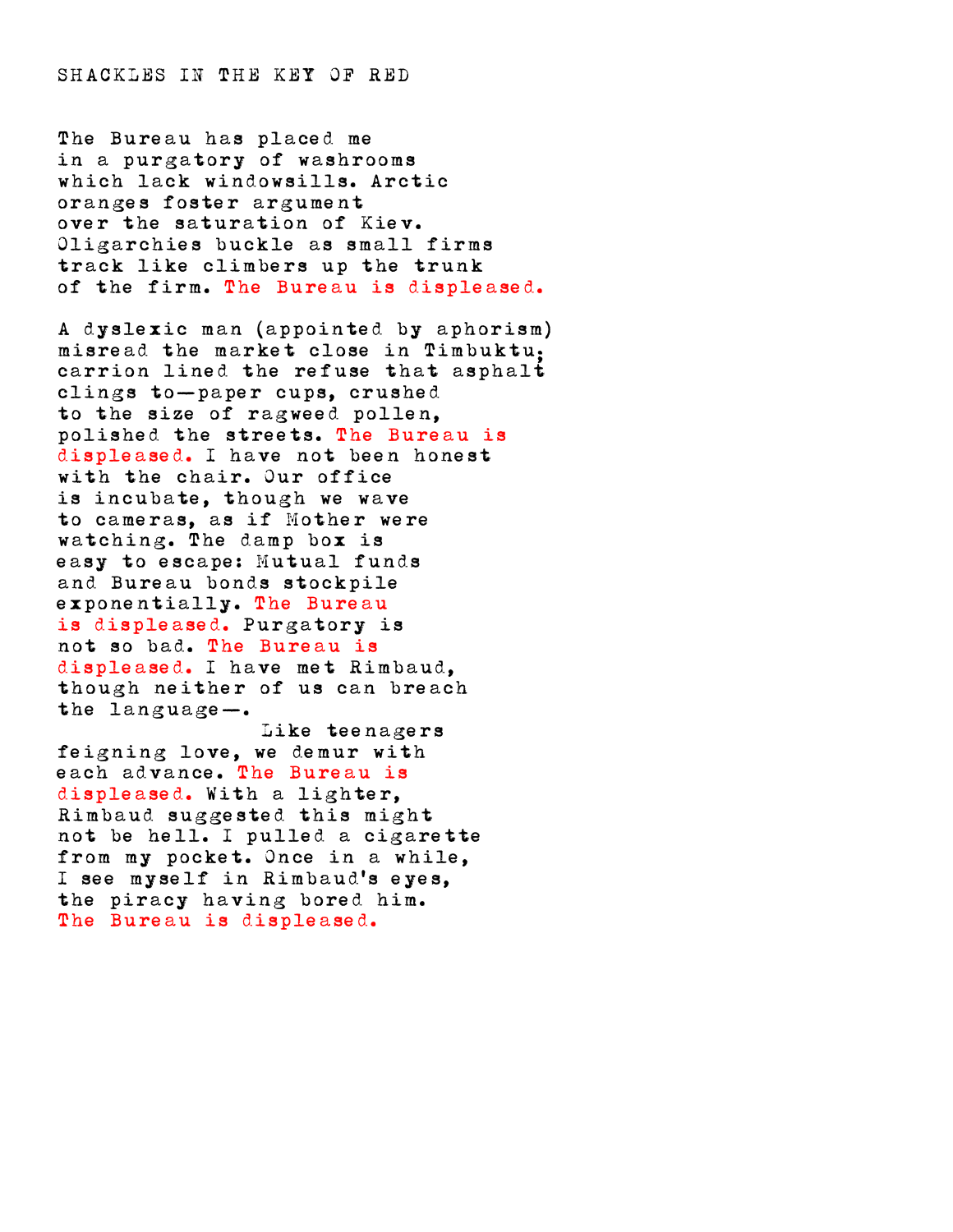# SHACKLES IN THE KEY OF RED

The Bureau has placed me
in a purgatory of washrooms
which lack windowsills. Arctic
oranges foster argument
over the saturation of Kiev.
Oligarchies buckle as small firms
track like climbers up the trunk
of the firm. The Bureau is displeased.

A dyslexic man (appointed by aphorism)
misread the market close in Timbuktu;
carrion lined the refuse that asphalt
clings to—paper cups, crushed
to the size of ragweed pollen,
polished the streets. The Bureau is
displeased. I have not been honest
with the chair. Our office
is incubate, though we wave
to cameras, as if Mother were
watching. The damp box is
easy to escape: Mutual funds
and Bureau bonds stockpile
exponentially. The Bureau
is displeased. Purgatory is
not so bad. The Bureau is
displeased. I have met Rimbaud,
though neither of us can breach
the language—.
                              Like teenagers
feigning love, we demur with
each advance. The Bureau is
displeased. With a lighter,
Rimbaud suggested this might
not be hell. I pulled a cigarette
from my pocket. Once in a while,
I see myself in Rimbaud's eyes,
the piracy having bored him.
The Bureau is displeased.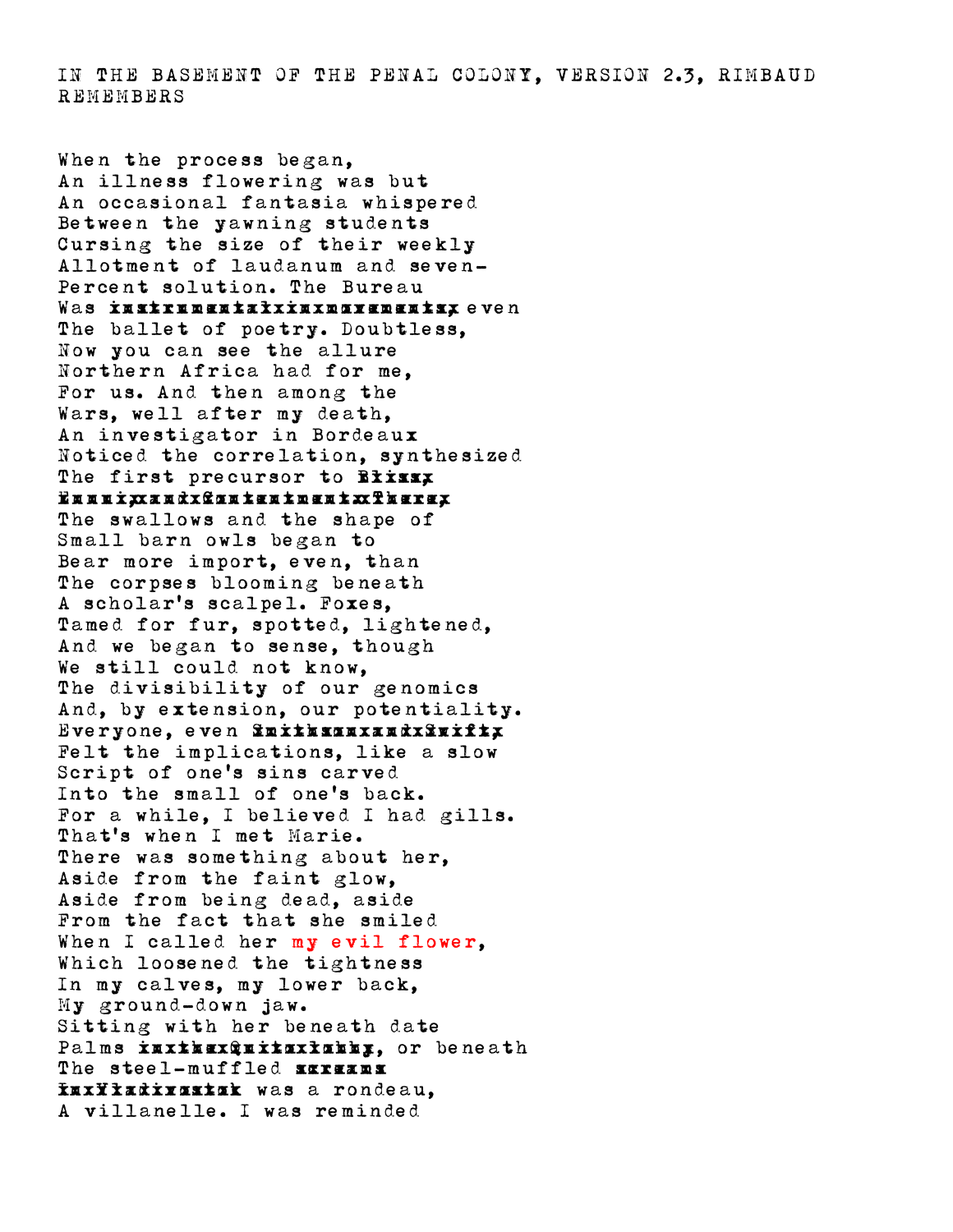IN THE BASEMENT OF THE PENAL COLONY, VERSION 2.3, RIMBAUD REMEMBERS

When the process began,  
An illness flowering was but  
An occasional fantasia whispered  
Between the yawning students  
Cursing the size of their weekly  
Allotment of laudanum and seven-  
Percent solution. The Bureau  
Was ~~xnxtxxmxntxlxxnxxmxxxmxxtxx~~ even  
The ballet of poetry. Doubtless,  
Now you can see the allure  
Northern Africa had for me,  
For us. And then among the  
Wars, well after my death,  
An investigator in Bordeaux  
Noticed the correlation, synthesized  
The first precursor to ~~Bxixxx~~  
~~XxxxixxxxdxQxxtxxxxxxxxTxxxxx~~  
The swallows and the shape of  
Small barn owls began to  
Bear more import, even, than  
The corpses blooming beneath  
A scholar's scalpel. Foxes,  
Tamed for fur, spotted, lightened,  
And we began to sense, though  
We still could not know,  
The divisibility of our genomics  
And, by extension, our potentiality.  
Everyone, even ~~Sxixhxxxxxxxxdxxxxifxx~~  
Felt the implications, like a slow  
Script of one's sins carved  
Into the small of one's back.  
For a while, I believed I had gills.  
That's when I met Marie.  
There was something about her,  
Aside from the faint glow,  
Aside from being dead, aside  
From the fact that she smiled  
When I called her my evil flower,  
Which loosened the tightness  
In my calves, my lower back,  
My ground-down jaw.  
Sitting with her beneath date  
Palms ~~ixxxhxxxQxxixxxxxbbx~~, or beneath  
The steel-muffled ~~xxxxxxx~~  
~~xxxYxxdxxxxxxx~~ was a rondeau,  
A villanelle. I was reminded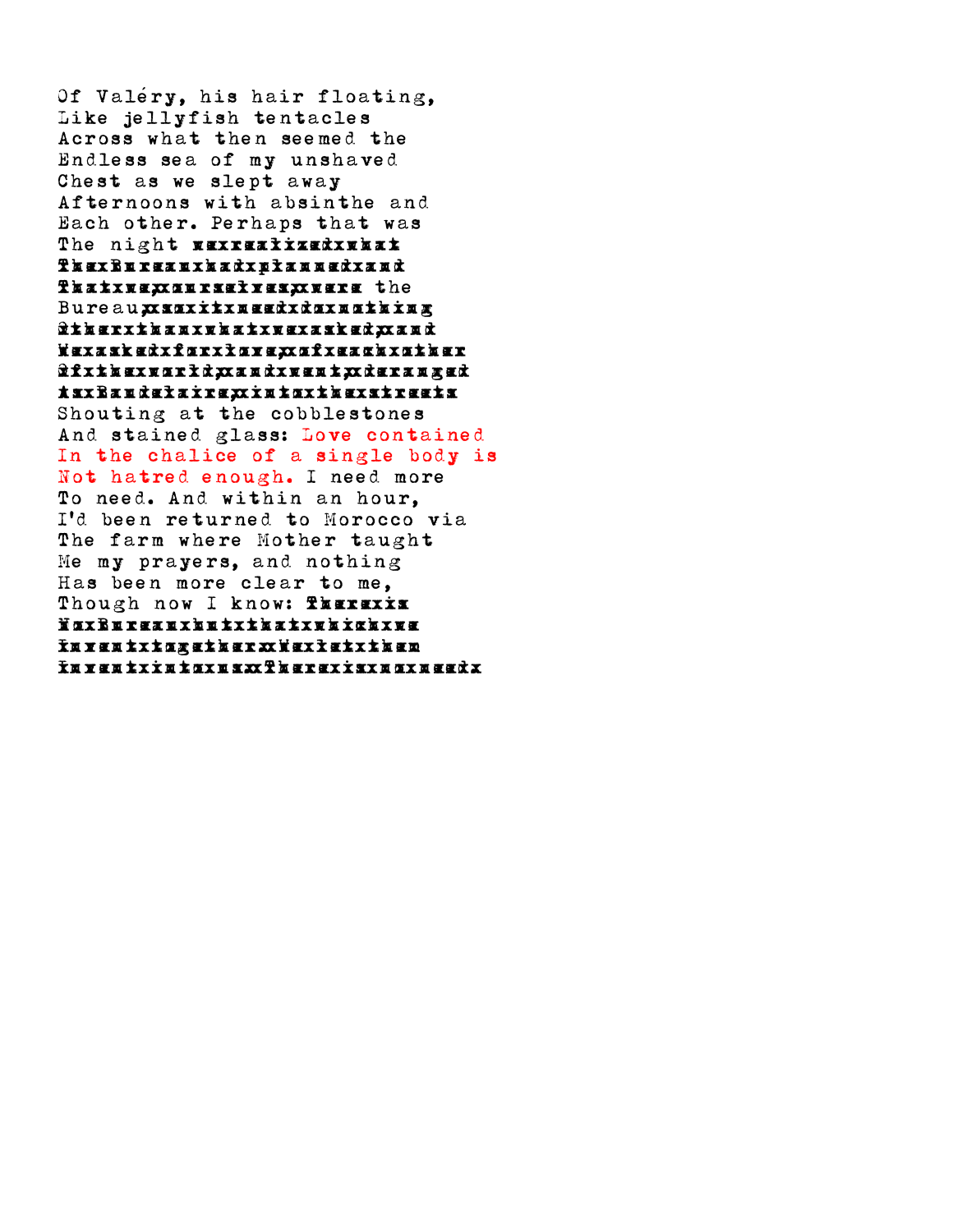Of Valéry, his hair floating,
Like jellyfish tentacles
Across what then seemed the
Endless sea of my unshaved
Chest as we slept away
Afternoons with absinthe and
Each other. Perhaps that was
The night ~~wexxexxixxadxxhat~~
~~ThexBureauxhadxplannedxand~~
~~Thatxwas,xonxreflection,xwere~~ the
Bureau~~,xasxitxturnedxoutxnothing~~
~~Otherxthanxwhatxwasxasked,xand~~
~~Wasxaskedxforxlove,xofxeachxother~~
~~Ofxthexworld,xandxwent,xderanged~~
~~toxBaudelaire,xintoxthexstreets~~
Shouting at the cobblestones
And stained glass: Love contained
In the chalice of a single body is
Not hatred enough. I need more
To need. And within an hour,
I'd been returned to Morocco via
The farm where Mother taught
Me my prayers, and nothing
Has been more clear to me,
Though now I know: ~~Therexis~~
~~NoxBureauxbutxthatxwhichxwe~~
~~invent,xtogetherx,Wexletxthem~~
~~inventxinxusxxTherexisxnoxneedx~~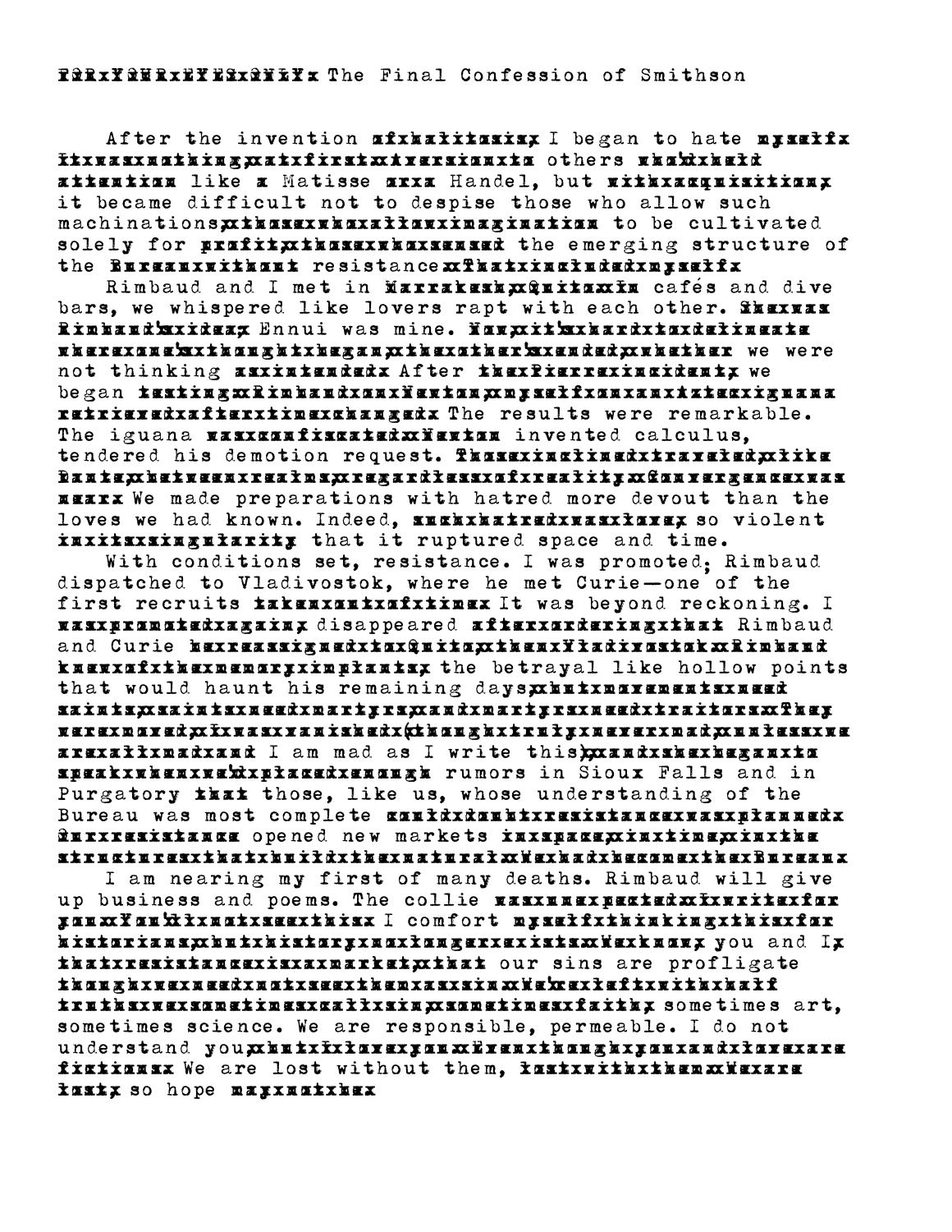The Final Confession of Smithson

After the invention I began to hate others like Matisse Handel, but it became difficult not to despise those who allow such machinations to be cultivated solely for the emerging structure of the resistance

Rimbaud and I met in cafés and dive bars, we whispered like lovers rapt with each other. Ennui was mine. we were not thinking After we began The results were remarkable. The iguana invented calculus, tendered his demotion request. We made preparations with hatred more devout than the loves we had known. Indeed, so violent that it ruptured space and time.

With conditions set, resistance. I was promoted; Rimbaud dispatched to Vladivostok, where he met Curie—one of the first recruits It was beyond reckoning. I disappeared Rimbaud and Curie the betrayal like hollow points that would haunt his remaining days I am mad as I write this rumors in Sioux Falls and in Purgatory those, like us, whose understanding of the Bureau was most complete opened new markets

I am nearing my first of many deaths. Rimbaud will give up business and poems. The collie I comfort you and I our sins are profligate sometimes art, sometimes science. We are responsible, permeable. I do not understand you We are lost without them, so hope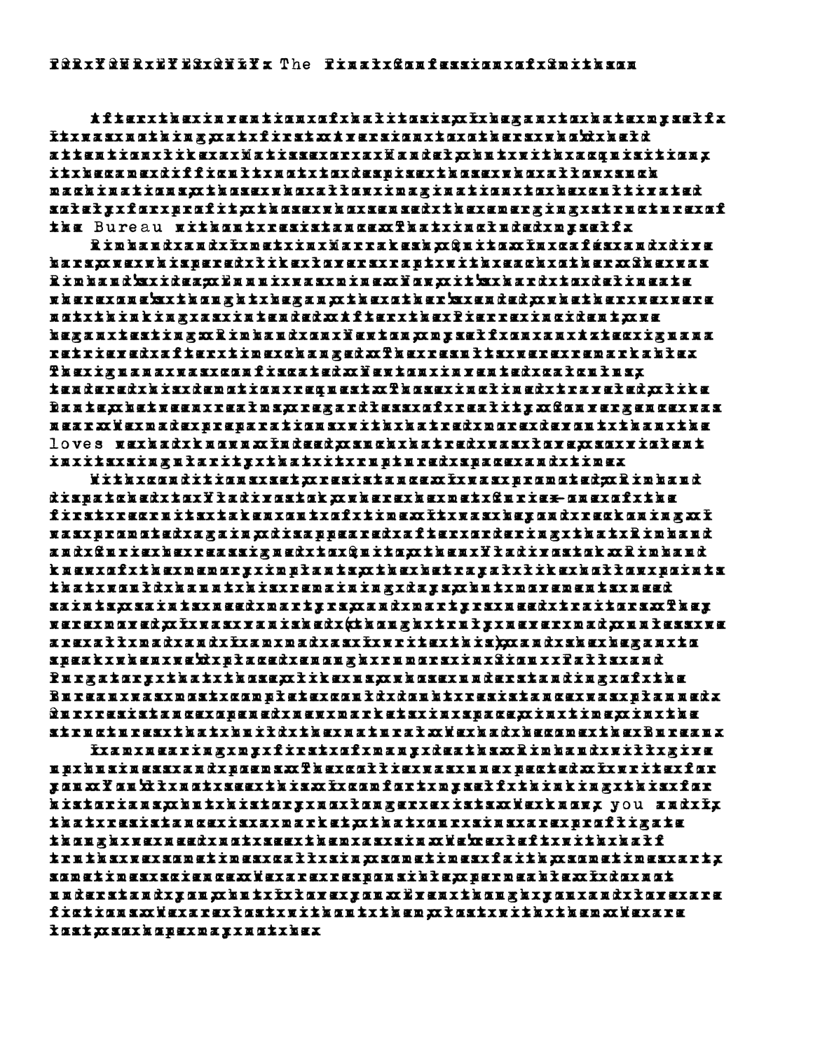The

the Bureau

loves

you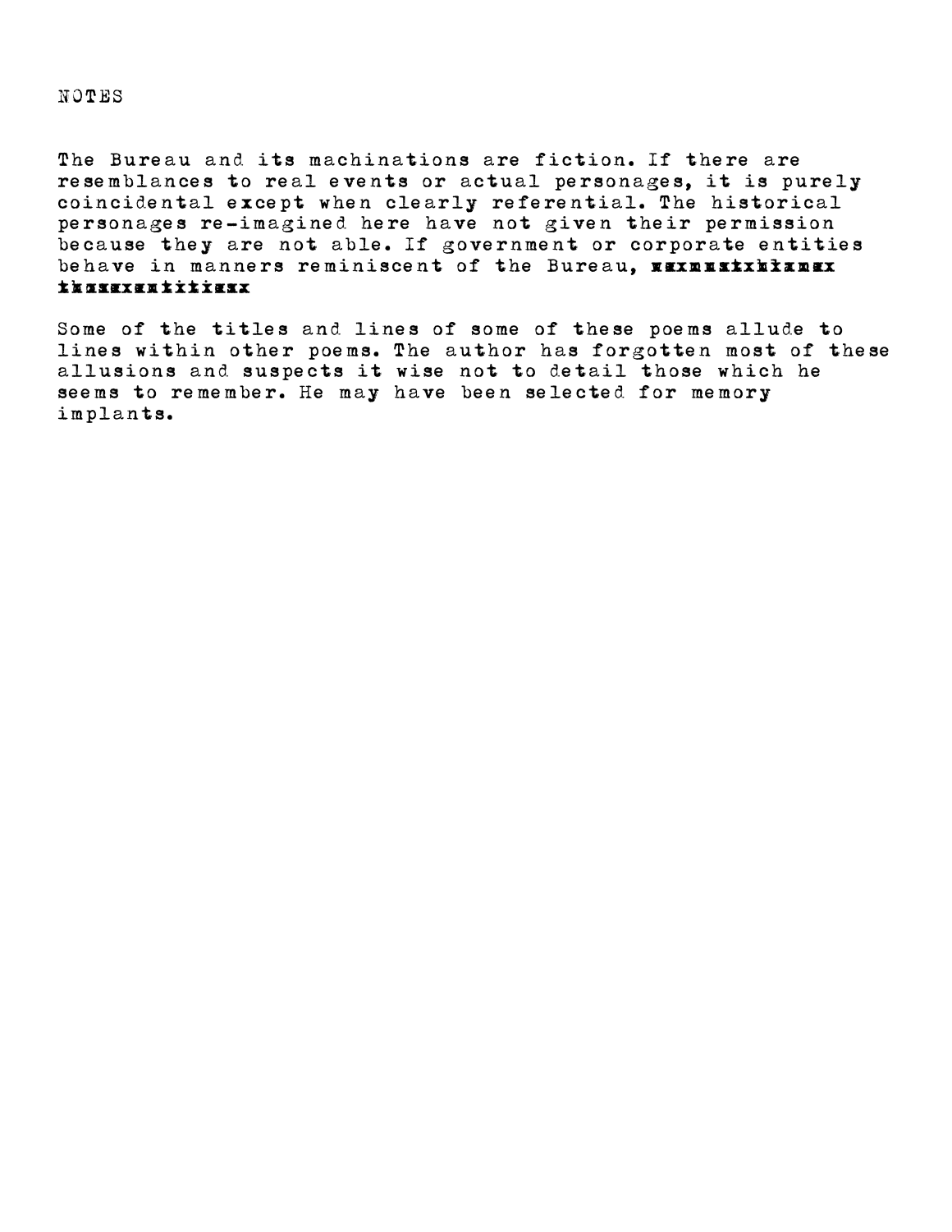NOTES

The Bureau and its machinations are fiction. If there are resemblances to real events or actual personages, it is purely coincidental except when clearly referential. The historical personages re-imagined here have not given their permission because they are not able. If government or corporate entities behave in manners reminiscent of the Bureau, xxxxxxxxxxxxxx xxxxxxxxxxxxxx

Some of the titles and lines of some of these poems allude to lines within other poems. The author has forgotten most of these allusions and suspects it wise not to detail those which he seems to remember. He may have been selected for memory implants.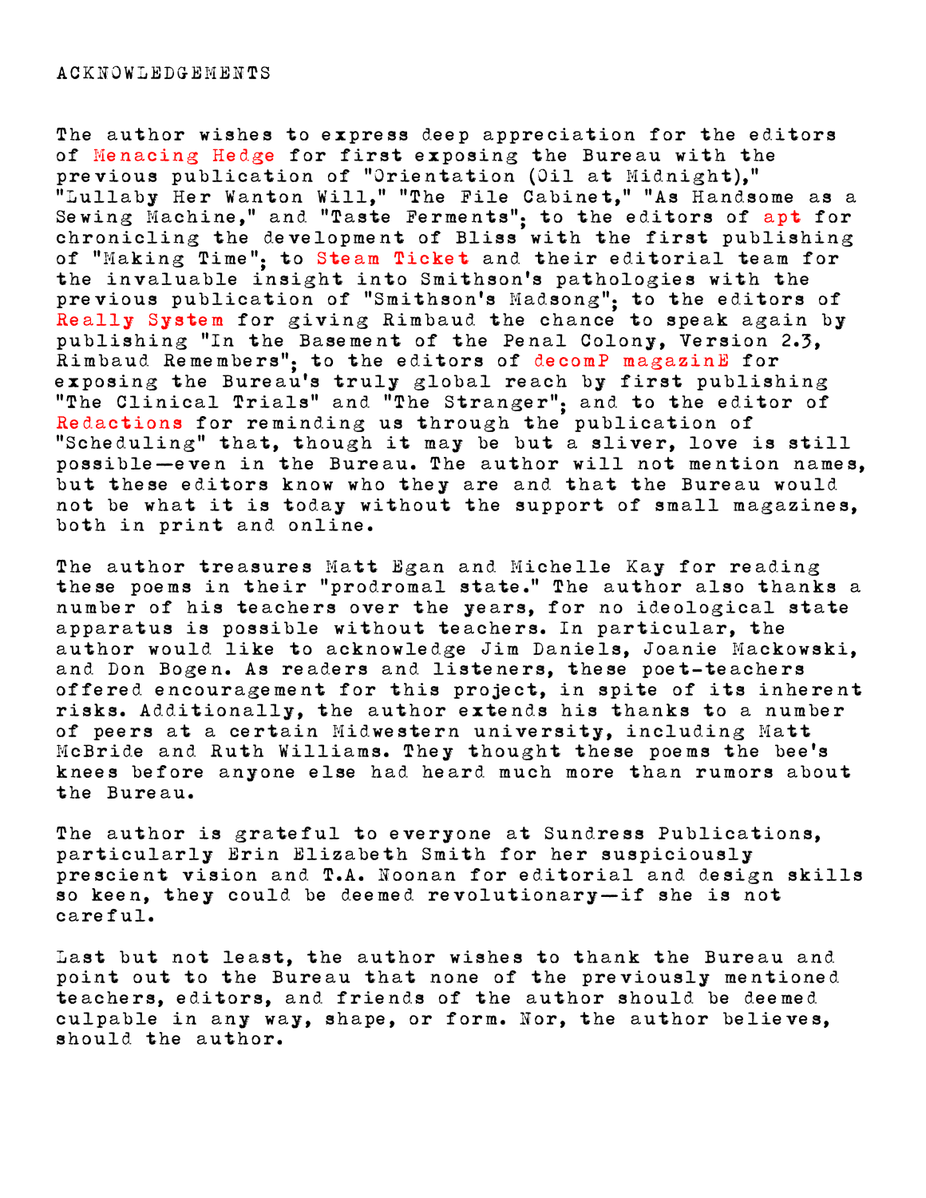# ACKNOWLEDGEMENTS

The author wishes to express deep appreciation for the editors of Menacing Hedge for first exposing the Bureau with the previous publication of "Orientation (Oil at Midnight)," "Lullaby Her Wanton Will," "The File Cabinet," "As Handsome as a Sewing Machine," and "Taste Ferments"; to the editors of apt for chronicling the development of Bliss with the first publishing of "Making Time"; to Steam Ticket and their editorial team for the invaluable insight into Smithson's pathologies with the previous publication of "Smithson's Madsong"; to the editors of Really System for giving Rimbaud the chance to speak again by publishing "In the Basement of the Penal Colony, Version 2.3, Rimbaud Remembers"; to the editors of decomP magazinE for exposing the Bureau's truly global reach by first publishing "The Clinical Trials" and "The Stranger"; and to the editor of Redactions for reminding us through the publication of "Scheduling" that, though it may be but a sliver, love is still possible—even in the Bureau. The author will not mention names, but these editors know who they are and that the Bureau would not be what it is today without the support of small magazines, both in print and online.

The author treasures Matt Egan and Michelle Kay for reading these poems in their "prodromal state." The author also thanks a number of his teachers over the years, for no ideological state apparatus is possible without teachers. In particular, the author would like to acknowledge Jim Daniels, Joanie Mackowski, and Don Bogen. As readers and listeners, these poet-teachers offered encouragement for this project, in spite of its inherent risks. Additionally, the author extends his thanks to a number of peers at a certain Midwestern university, including Matt McBride and Ruth Williams. They thought these poems the bee's knees before anyone else had heard much more than rumors about the Bureau.

The author is grateful to everyone at Sundress Publications, particularly Erin Elizabeth Smith for her suspiciously prescient vision and T.A. Noonan for editorial and design skills so keen, they could be deemed revolutionary—if she is not careful.

Last but not least, the author wishes to thank the Bureau and point out to the Bureau that none of the previously mentioned teachers, editors, and friends of the author should be deemed culpable in any way, shape, or form. Nor, the author believes, should the author.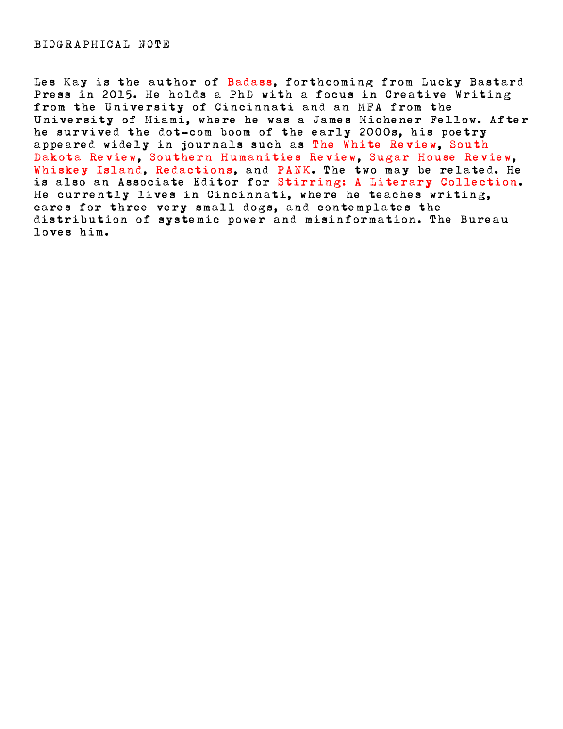BIOGRAPHICAL NOTE

Les Kay is the author of Badass, forthcoming from Lucky Bastard Press in 2015. He holds a PhD with a focus in Creative Writing from the University of Cincinnati and an MFA from the University of Miami, where he was a James Michener Fellow. After he survived the dot-com boom of the early 2000s, his poetry appeared widely in journals such as The White Review, South Dakota Review, Southern Humanities Review, Sugar House Review, Whiskey Island, Redactions, and PANK. The two may be related. He is also an Associate Editor for Stirring: A Literary Collection. He currently lives in Cincinnati, where he teaches writing, cares for three very small dogs, and contemplates the distribution of systemic power and misinformation. The Bureau loves him.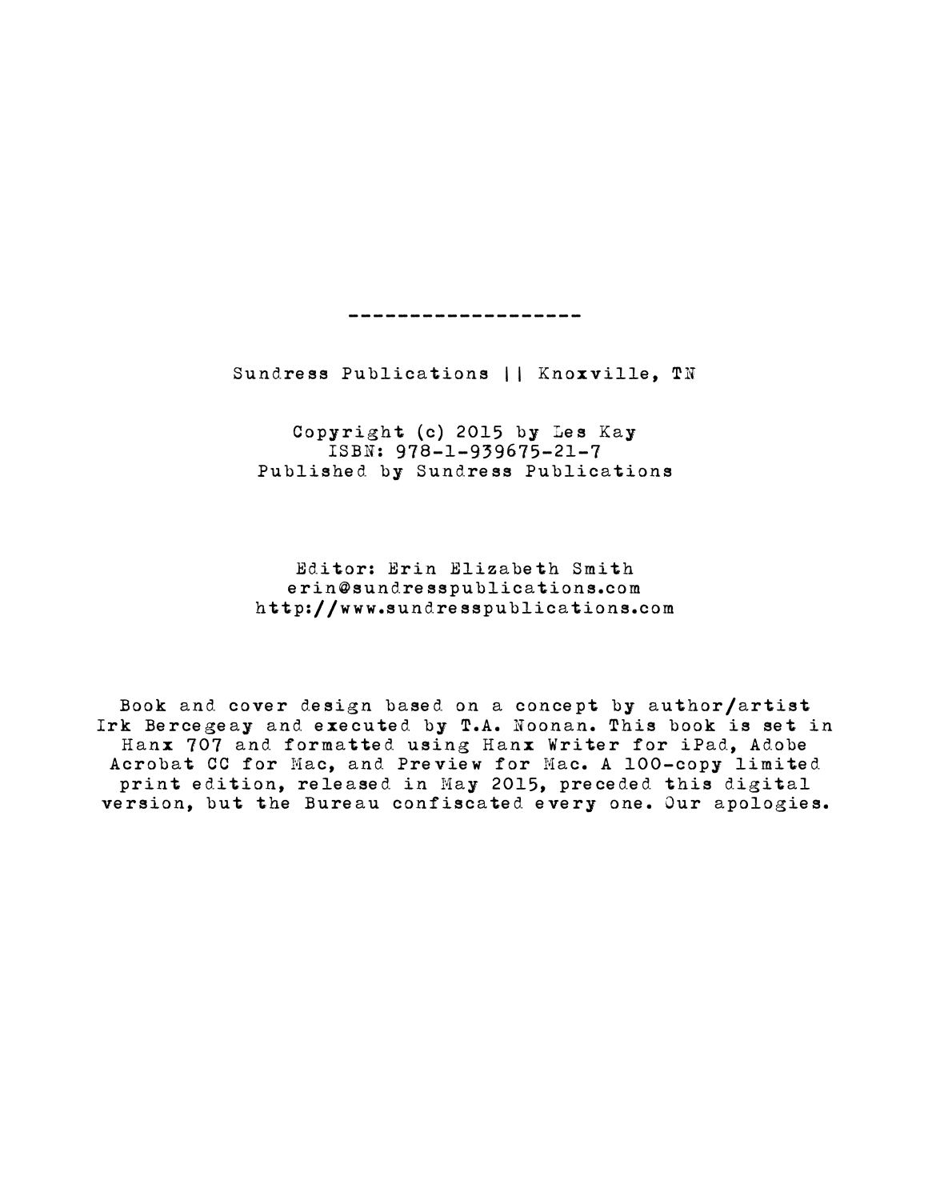--------------------

Sundress Publications || Knoxville, TN

Copyright (c) 2015 by Les Kay
ISBN: 978-1-939675-21-7
Published by Sundress Publications

Editor: Erin Elizabeth Smith
erin@sundresspublications.com
http://www.sundresspublications.com

Book and cover design based on a concept by author/artist Irk Bercegeay and executed by T.A. Noonan. This book is set in Hanx 707 and formatted using Hanx Writer for iPad, Adobe Acrobat CC for Mac, and Preview for Mac. A 100-copy limited print edition, released in May 2015, preceded this digital version, but the Bureau confiscated every one. Our apologies.